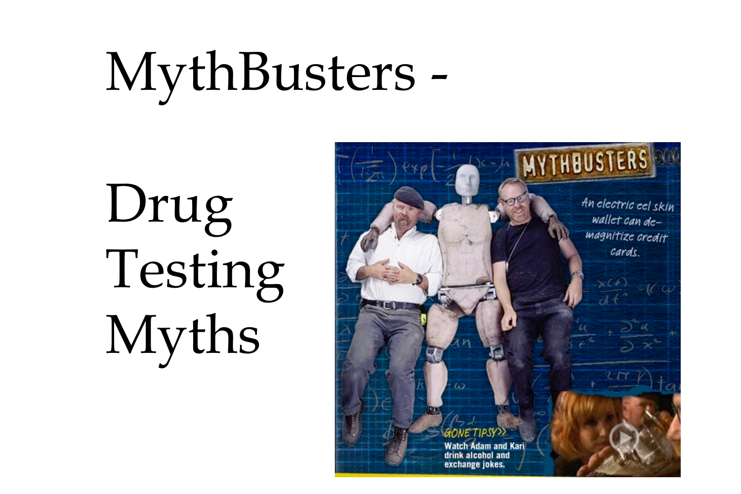# MythBusters -

## Drug Testing Myths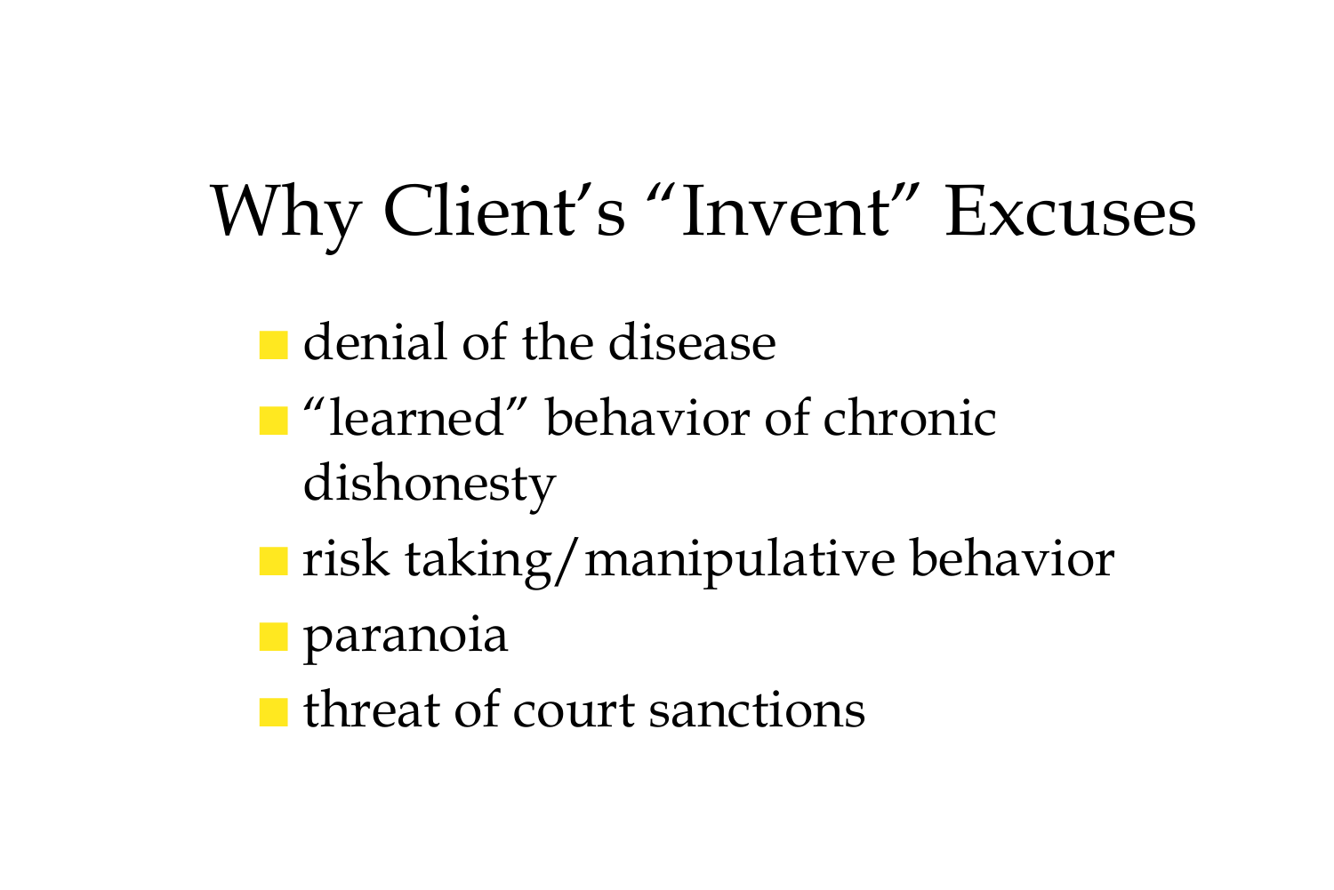# Why Client’s “Invent” Excuses

- denial of the disease
- “learned” behavior of chronic dishonesty
- risk taking/manipulative behavior
- paranoia
- threat of court sanctions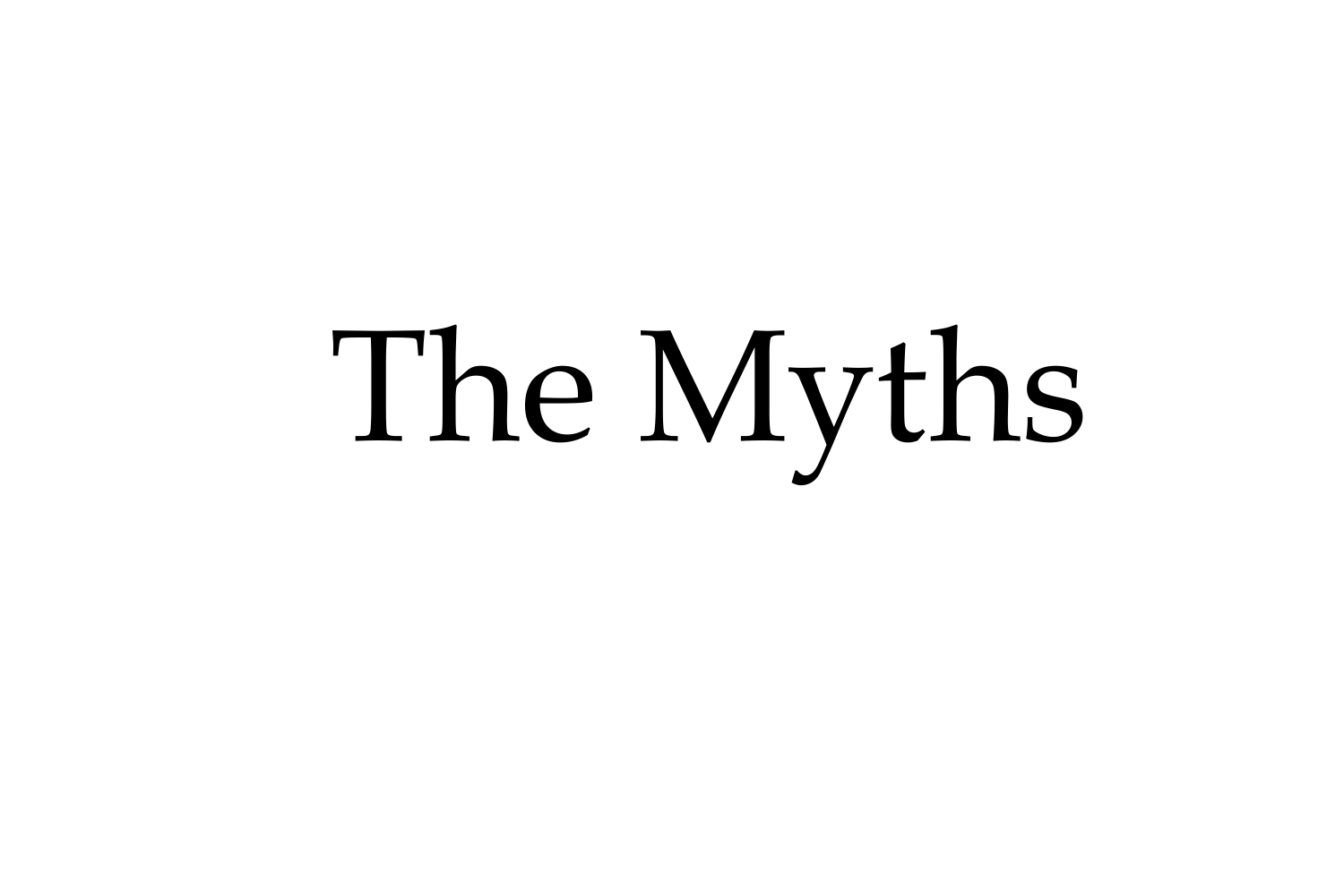# The Myths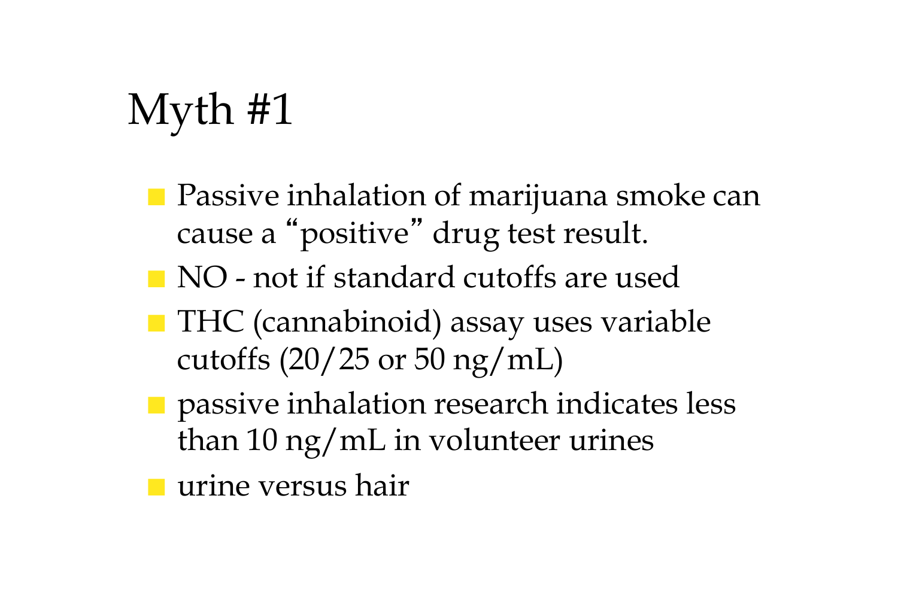# Myth #1

- Passive inhalation of marijuana smoke can cause a "positive" drug test result.
- NO - not if standard cutoffs are used
- THC (cannabinoid) assay uses variable cutoffs (20/25 or 50 ng/mL)
- passive inhalation research indicates less than 10 ng/mL in volunteer urines
- urine versus hair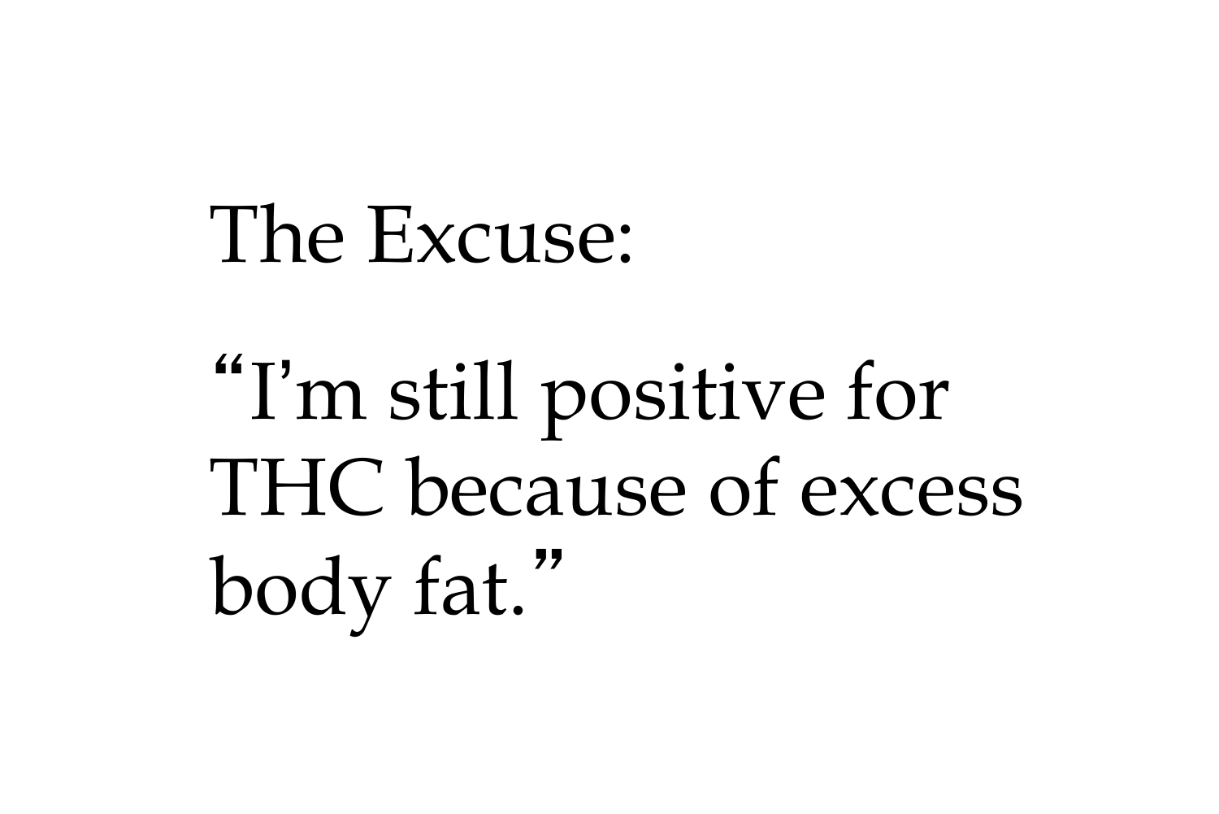The Excuse:

“I’m still positive for THC because of excess body fat.”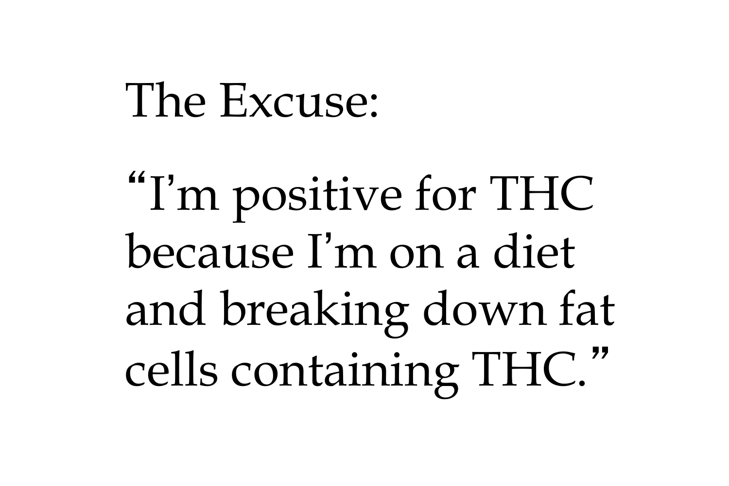The Excuse:

"I'm positive for THC because I'm on a diet and breaking down fat cells containing THC."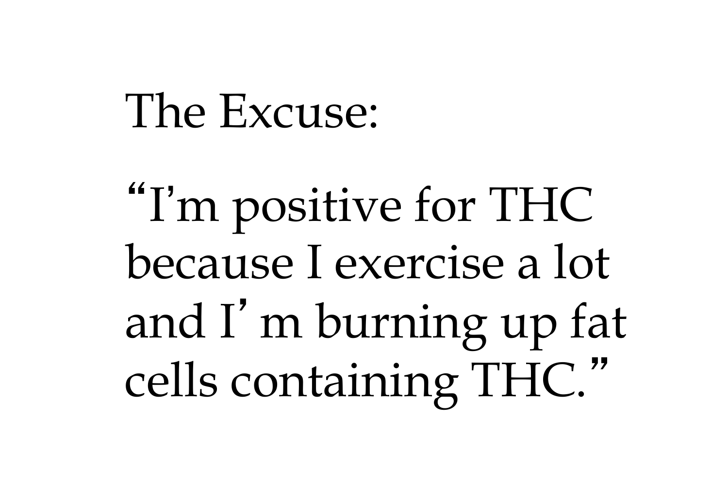The Excuse:

"I'm positive for THC because I exercise a lot and I' m burning up fat cells containing THC."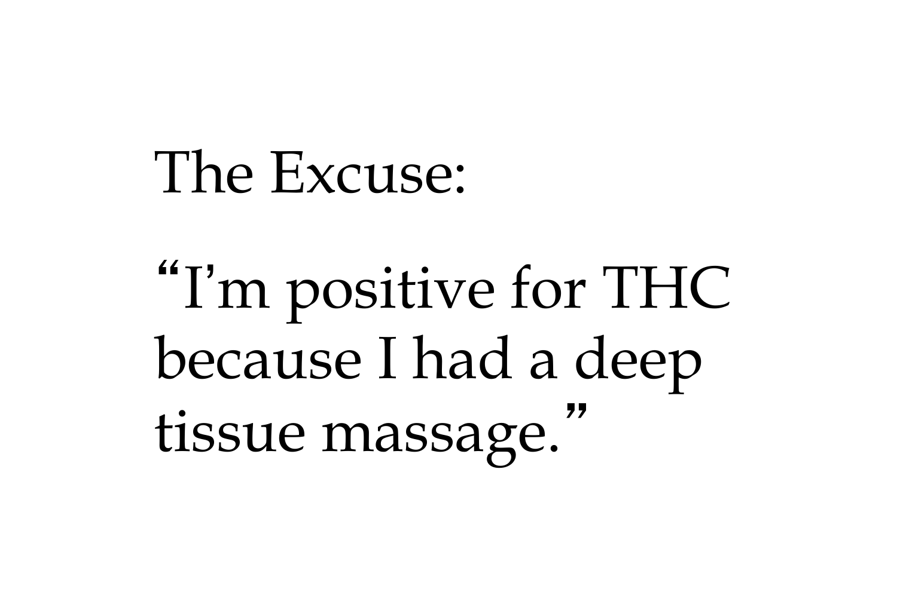The Excuse:

"I'm positive for THC because I had a deep tissue massage."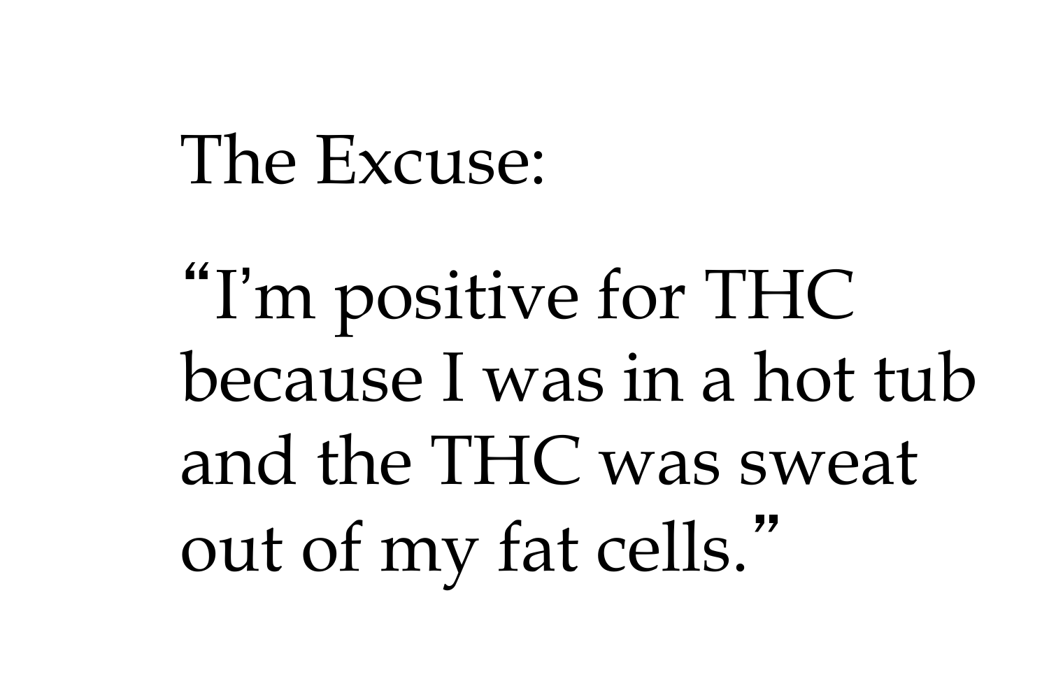The Excuse:

"I'm positive for THC because I was in a hot tub and the THC was sweat out of my fat cells."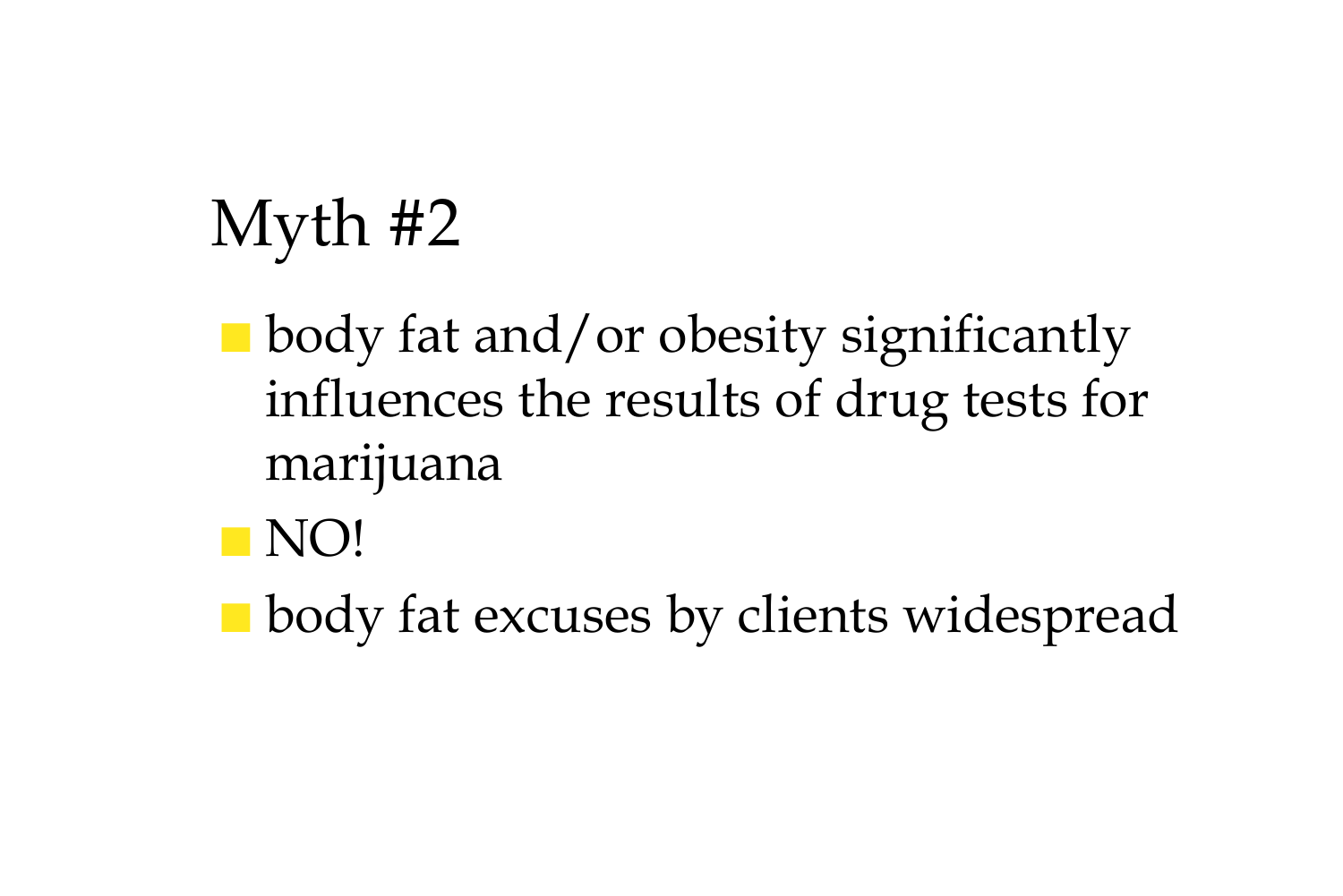# Myth #2

- body fat and/or obesity significantly influences the results of drug tests for marijuana
- NO!
- body fat excuses by clients widespread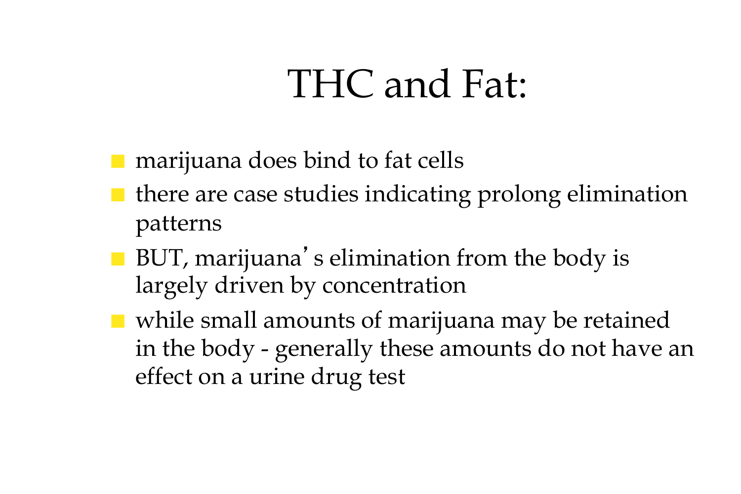# THC and Fat:

- marijuana does bind to fat cells
- there are case studies indicating prolong elimination patterns
- BUT, marijuana's elimination from the body is largely driven by concentration
- while small amounts of marijuana may be retained in the body - generally these amounts do not have an effect on a urine drug test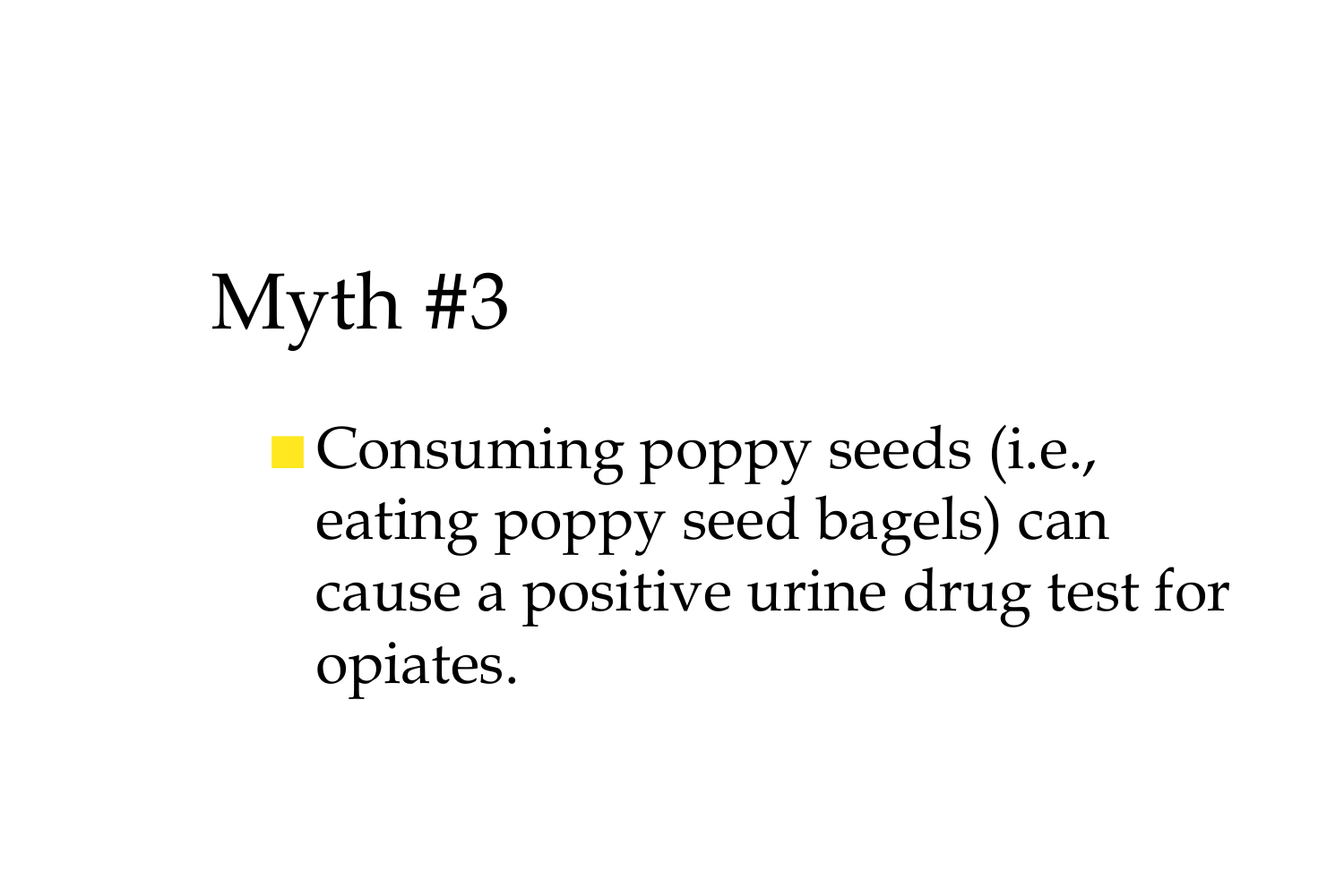# Myth #3

- Consuming poppy seeds (i.e., eating poppy seed bagels) can cause a positive urine drug test for opiates.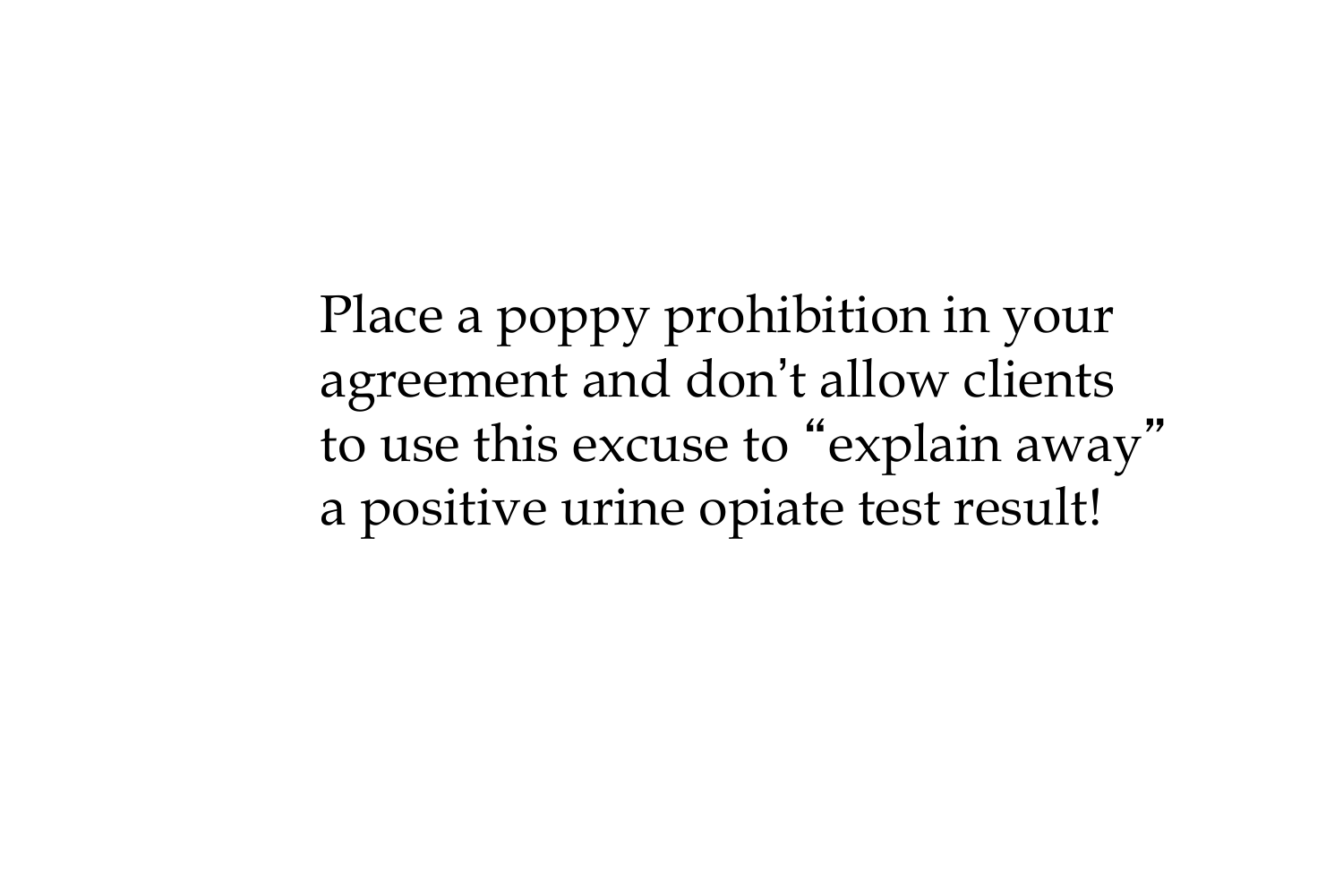Place a poppy prohibition in your agreement and don’t allow clients to use this excuse to “explain away” a positive urine opiate test result!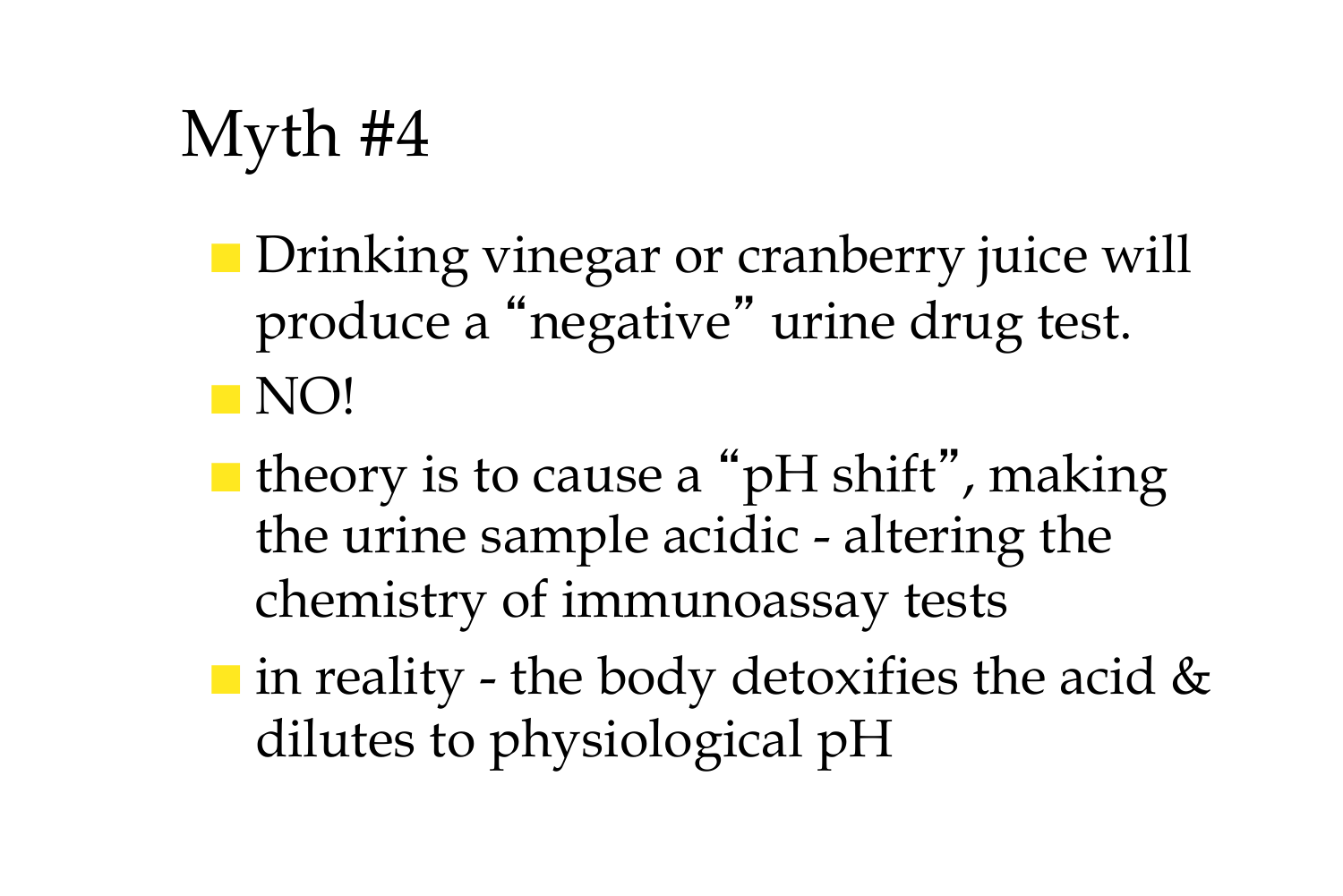# Myth #4

- Drinking vinegar or cranberry juice will produce a "negative" urine drug test.
- NO!
- theory is to cause a "pH shift", making the urine sample acidic - altering the chemistry of immunoassay tests
- in reality - the body detoxifies the acid & dilutes to physiological pH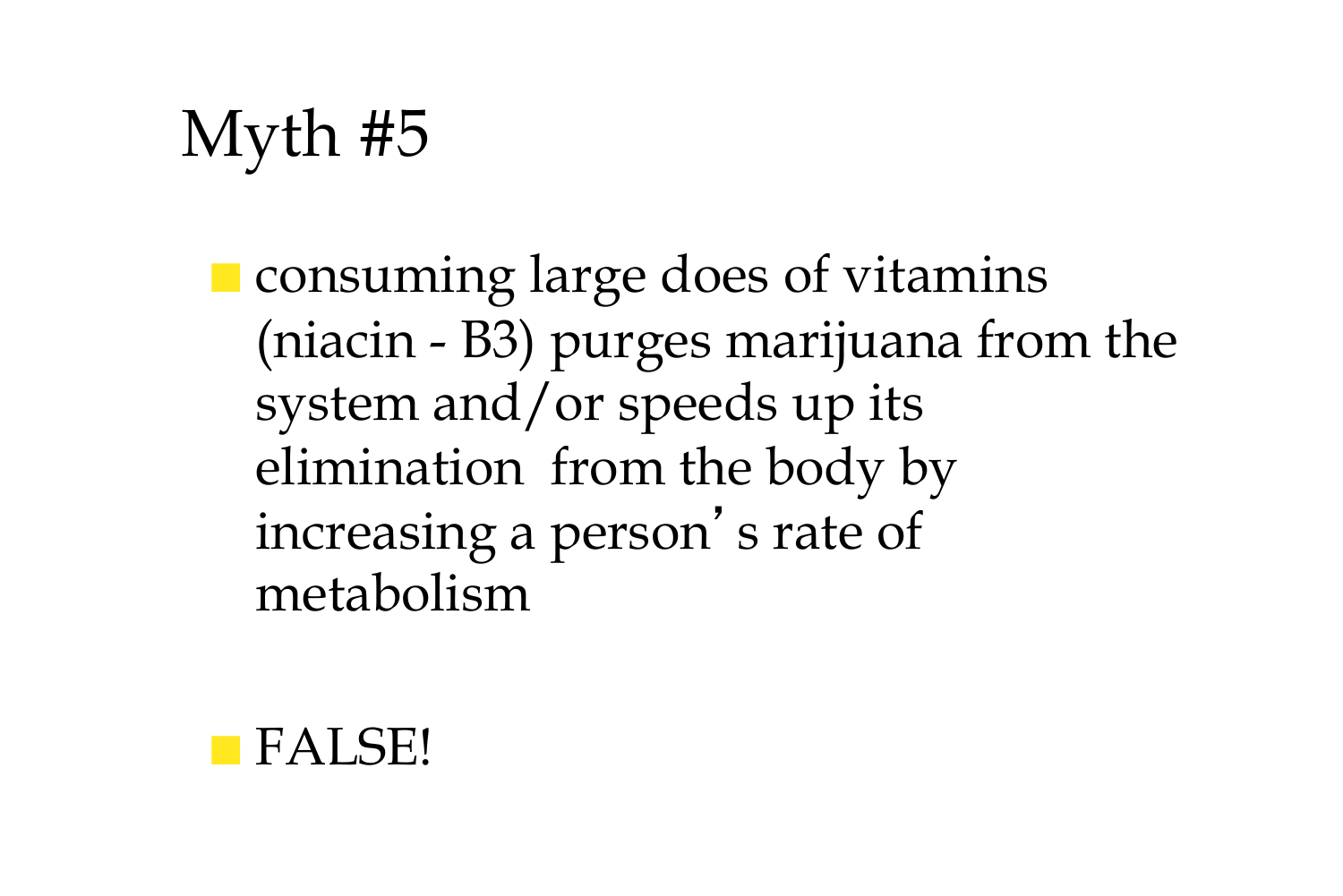# Myth #5

- consuming large does of vitamins (niacin - B3) purges marijuana from the system and/or speeds up its elimination from the body by increasing a person's rate of metabolism

- FALSE!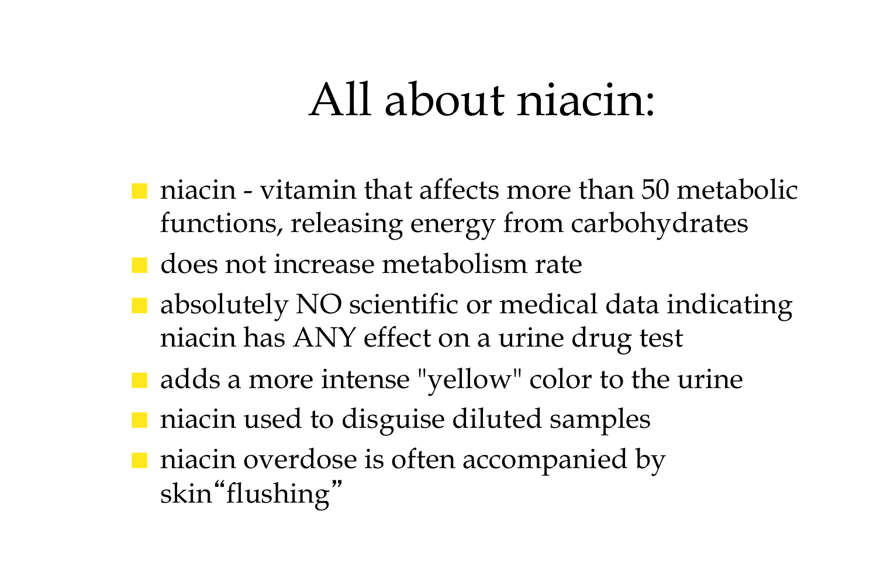# All about niacin:

- niacin - vitamin that affects more than 50 metabolic functions, releasing energy from carbohydrates
- does not increase metabolism rate
- absolutely NO scientific or medical data indicating niacin has ANY effect on a urine drug test
- adds a more intense "yellow" color to the urine
- niacin used to disguise diluted samples
- niacin overdose is often accompanied by skin“flushing”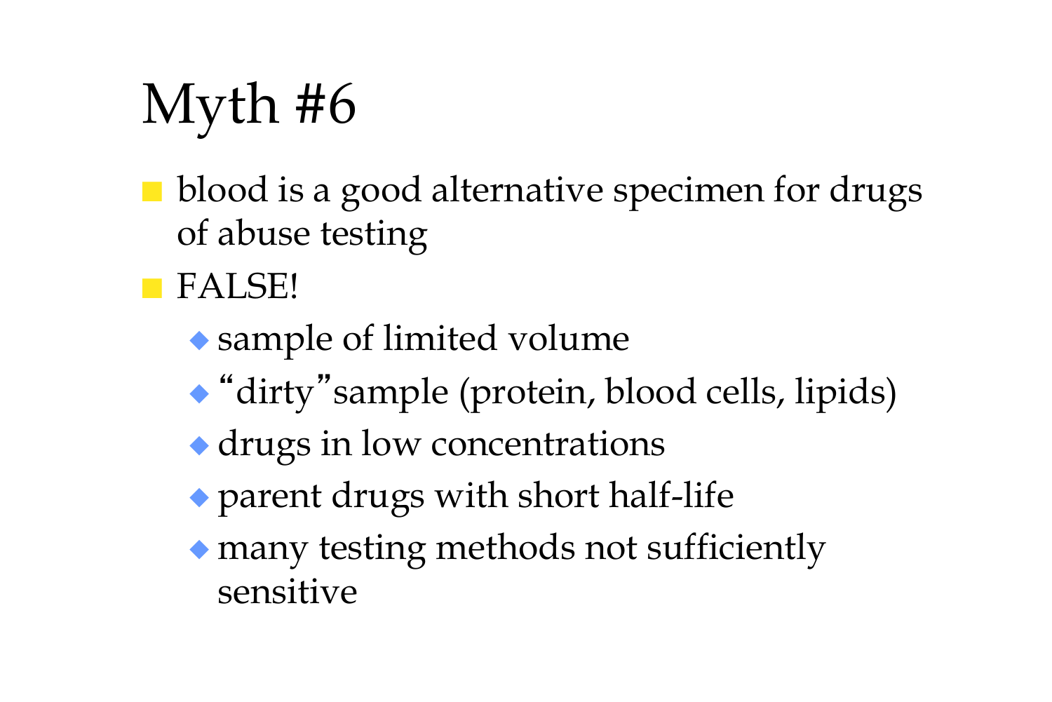# Myth #6

- blood is a good alternative specimen for drugs of abuse testing
- FALSE!
  - sample of limited volume
  - “dirty”sample (protein, blood cells, lipids)
  - drugs in low concentrations
  - parent drugs with short half-life
  - many testing methods not sufficiently sensitive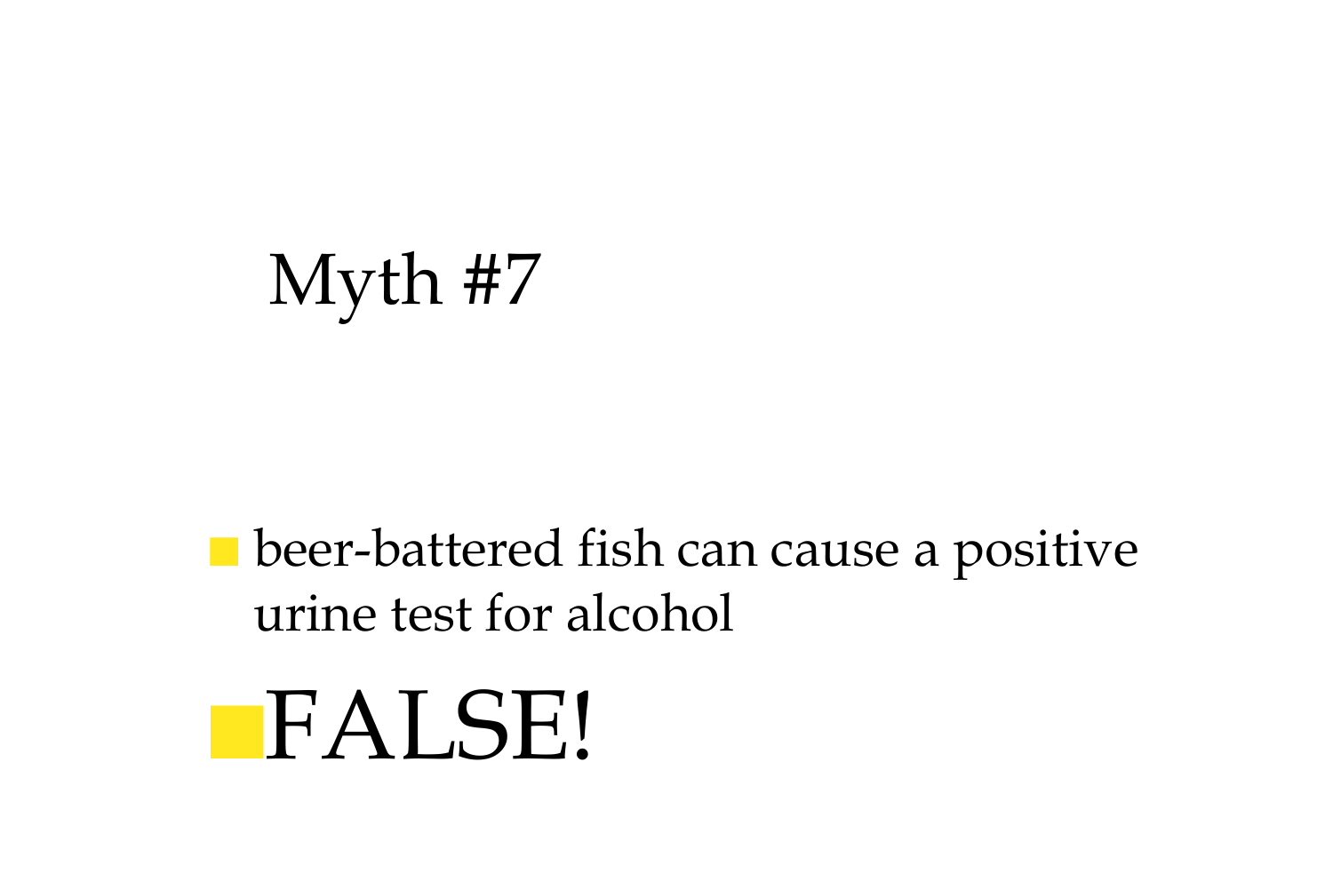# Myth #7

- beer-battered fish can cause a positive urine test for alcohol
- FALSE!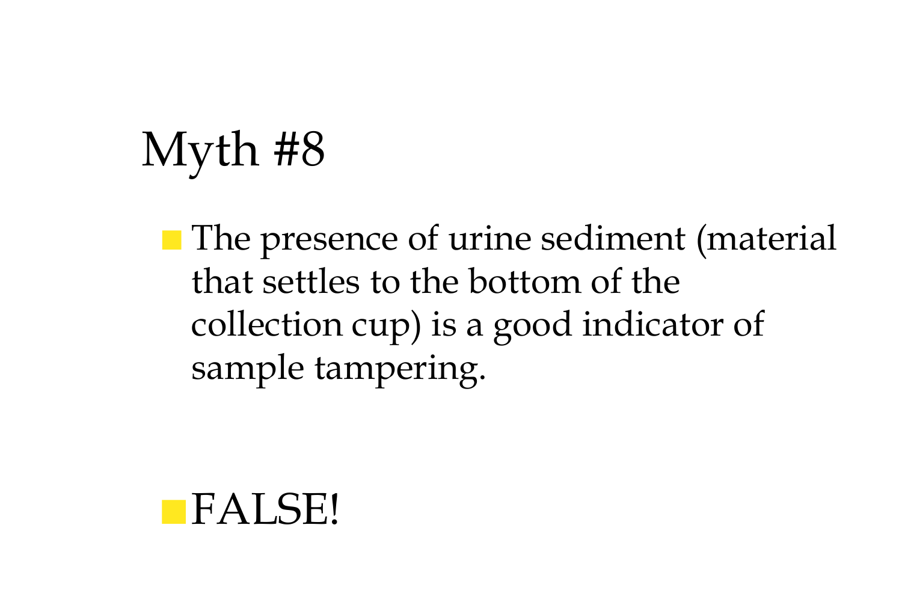# Myth #8

- The presence of urine sediment (material that settles to the bottom of the collection cup) is a good indicator of sample tampering.

- FALSE!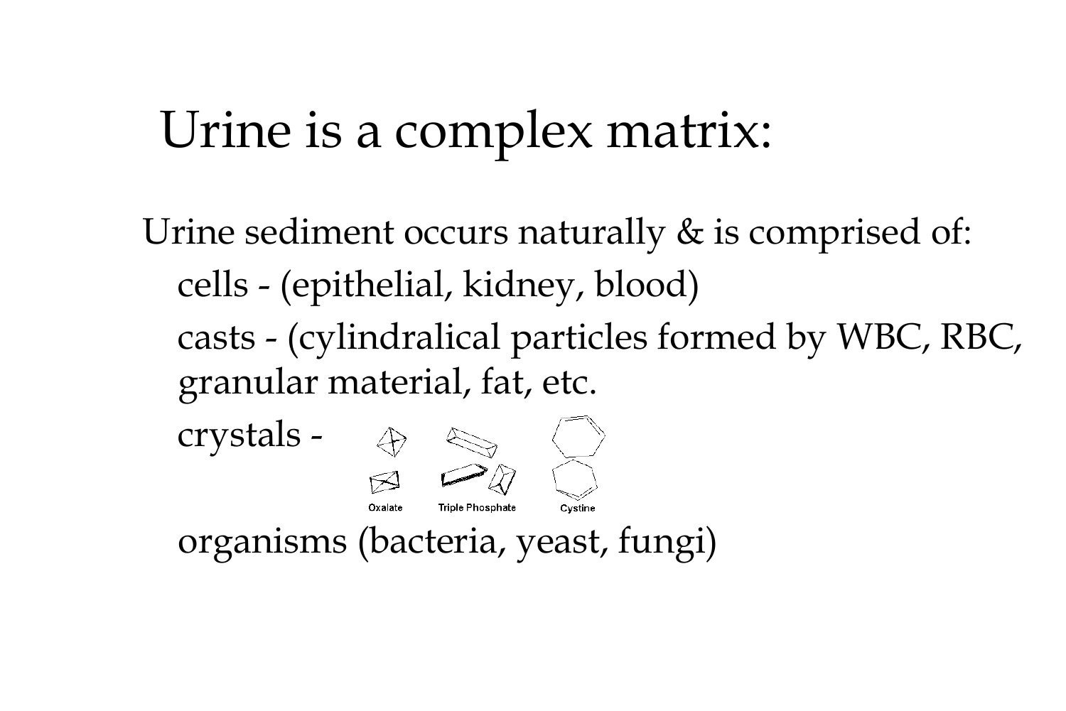# Urine is a complex matrix:

Urine sediment occurs naturally & is comprised of:

- cells - (epithelial, kidney, blood)
- casts - (cylindralical particles formed by WBC, RBC, granular material, fat, etc.
- crystals -

  Oxalate    Triple Phosphate    Cystine

- organisms (bacteria, yeast, fungi)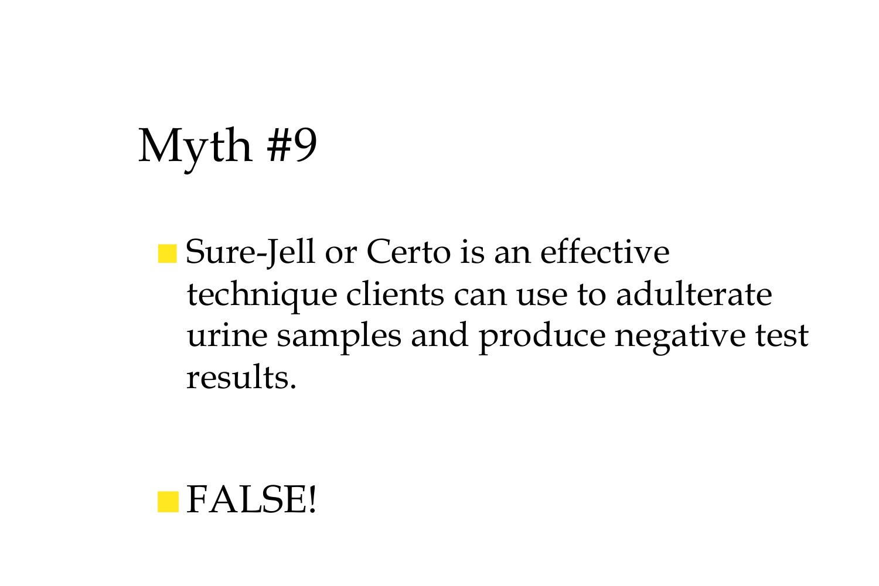# Myth #9

- Sure-Jell or Certo is an effective technique clients can use to adulterate urine samples and produce negative test results.

- FALSE!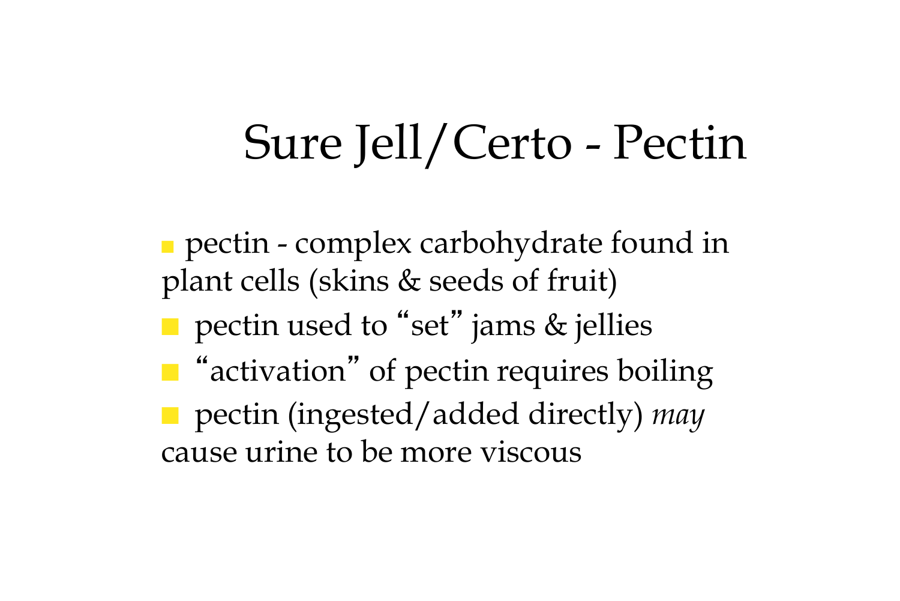# Sure Jell/Certo - Pectin

- pectin - complex carbohydrate found in plant cells (skins & seeds of fruit)
- pectin used to "set" jams & jellies
- "activation" of pectin requires boiling
- pectin (ingested/added directly) *may* cause urine to be more viscous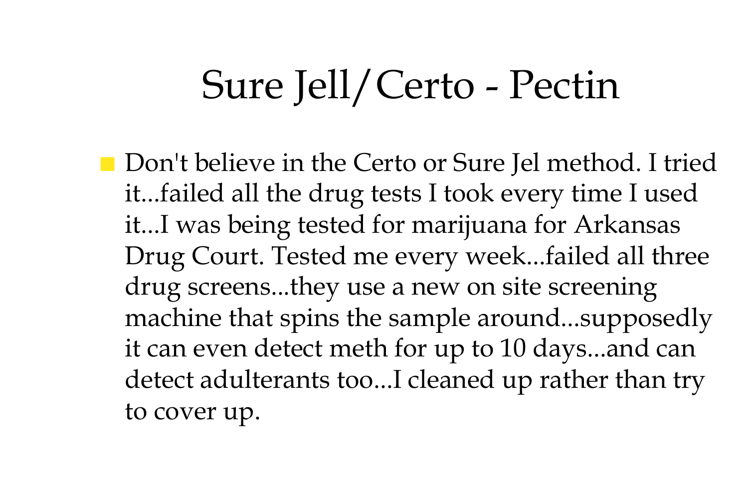# Sure Jell/Certo - Pectin

- Don't believe in the Certo or Sure Jel method. I tried it...failed all the drug tests I took every time I used it...I was being tested for marijuana for Arkansas Drug Court. Tested me every week...failed all three drug screens...they use a new on site screening machine that spins the sample around...supposedly it can even detect meth for up to 10 days...and can detect adulterants too...I cleaned up rather than try to cover up.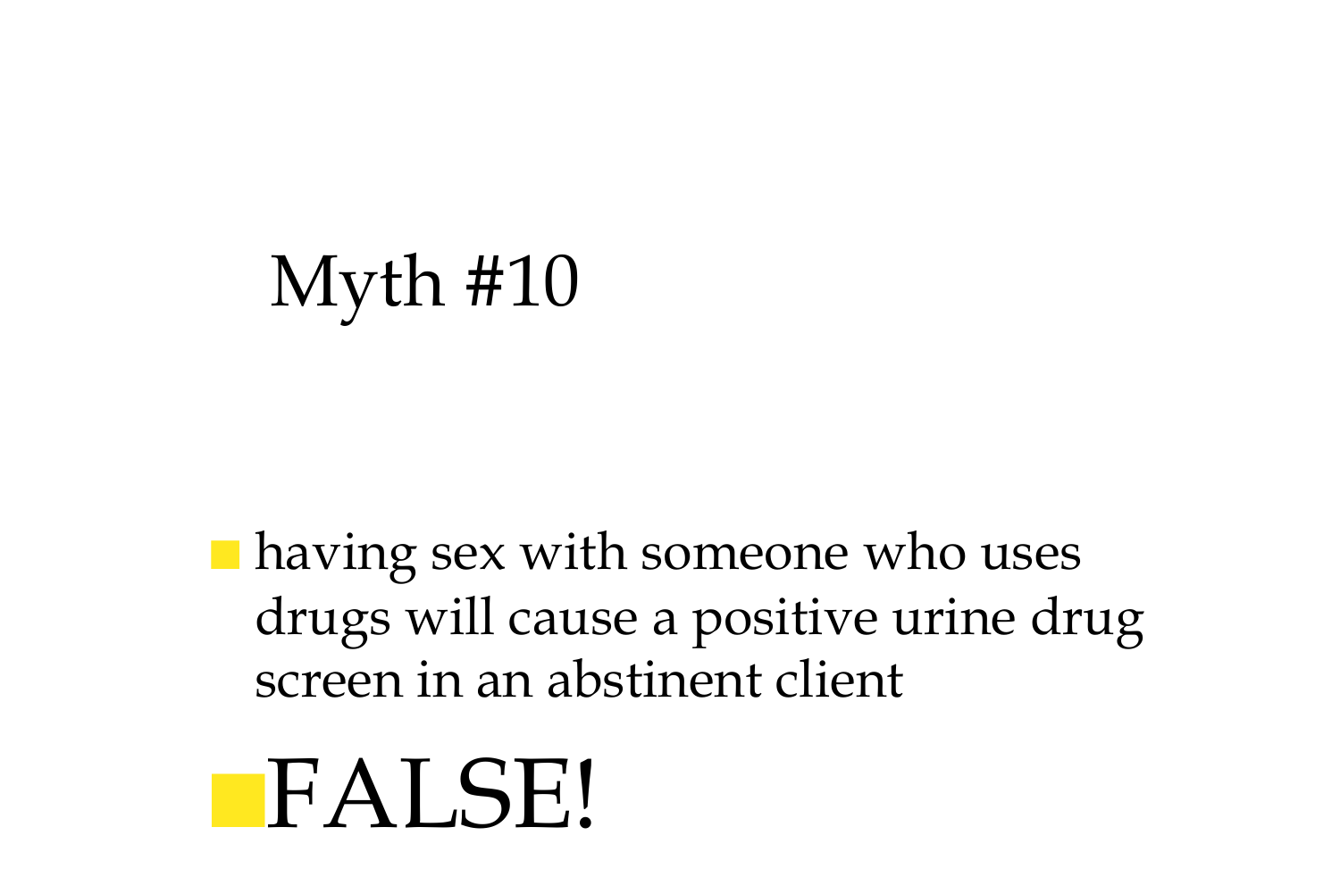# Myth #10

- having sex with someone who uses drugs will cause a positive urine drug screen in an abstinent client

- FALSE!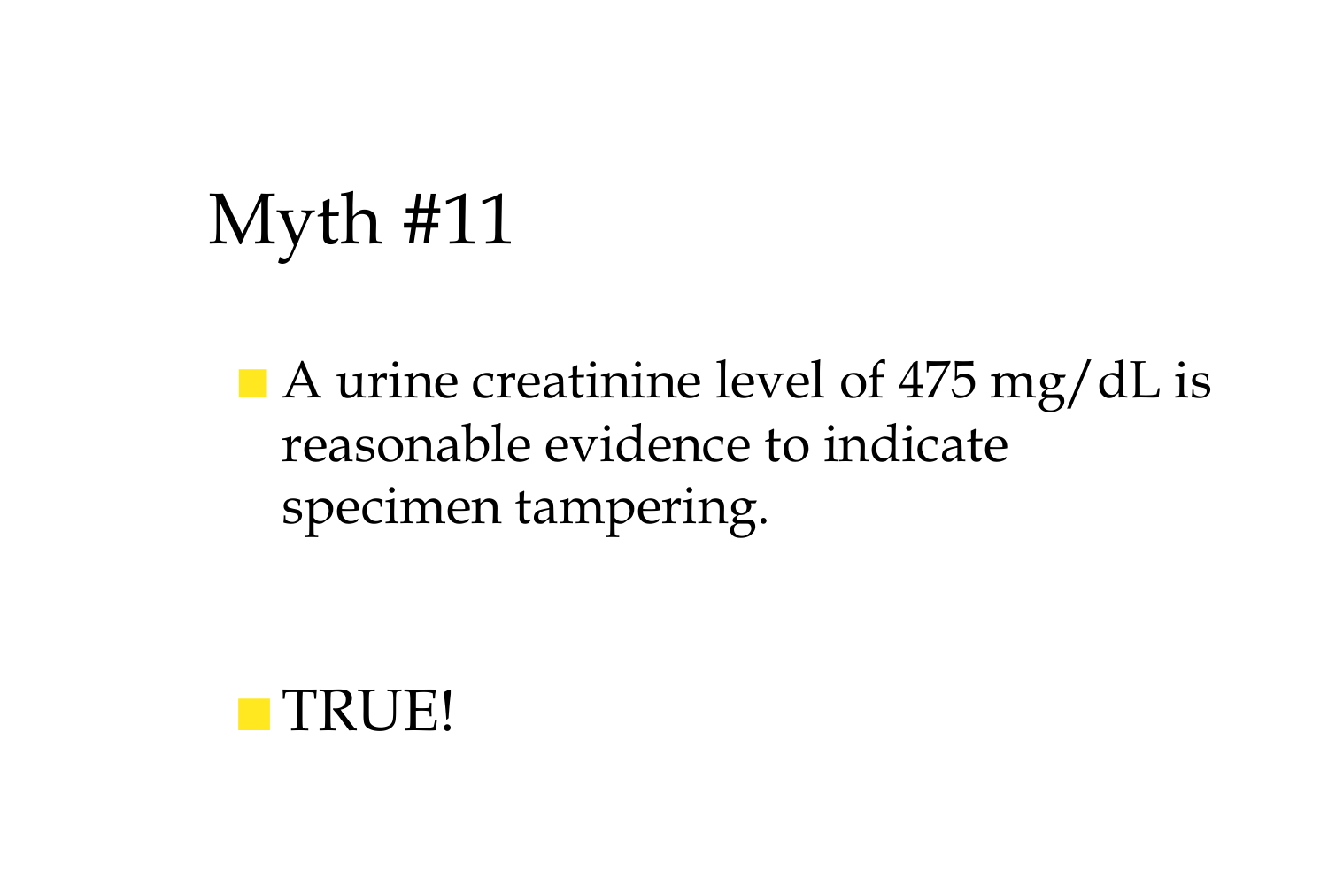# Myth #11

- A urine creatinine level of 475 mg/dL is reasonable evidence to indicate specimen tampering.

- TRUE!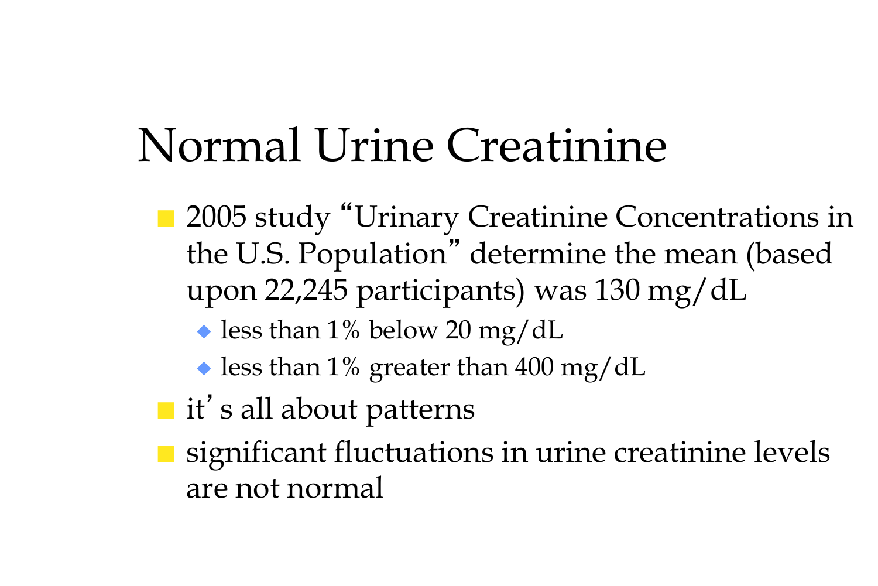# Normal Urine Creatinine

- 2005 study “Urinary Creatinine Concentrations in the U.S. Population” determine the mean (based upon 22,245 participants) was 130 mg/dL
  - less than 1% below 20 mg/dL
  - less than 1% greater than 400 mg/dL
- it’s all about patterns
- significant fluctuations in urine creatinine levels are not normal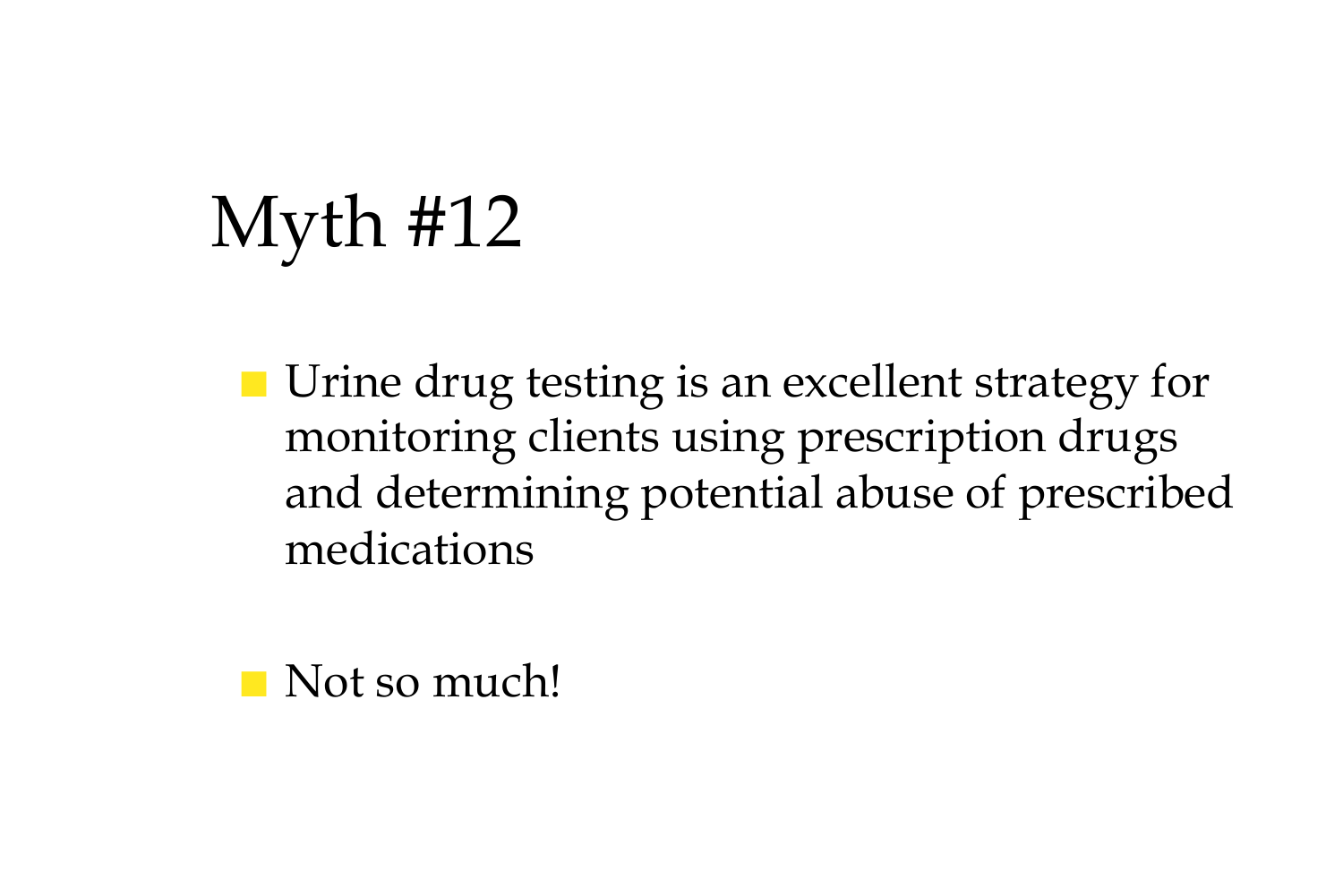# Myth #12

- Urine drug testing is an excellent strategy for monitoring clients using prescription drugs and determining potential abuse of prescribed medications

- Not so much!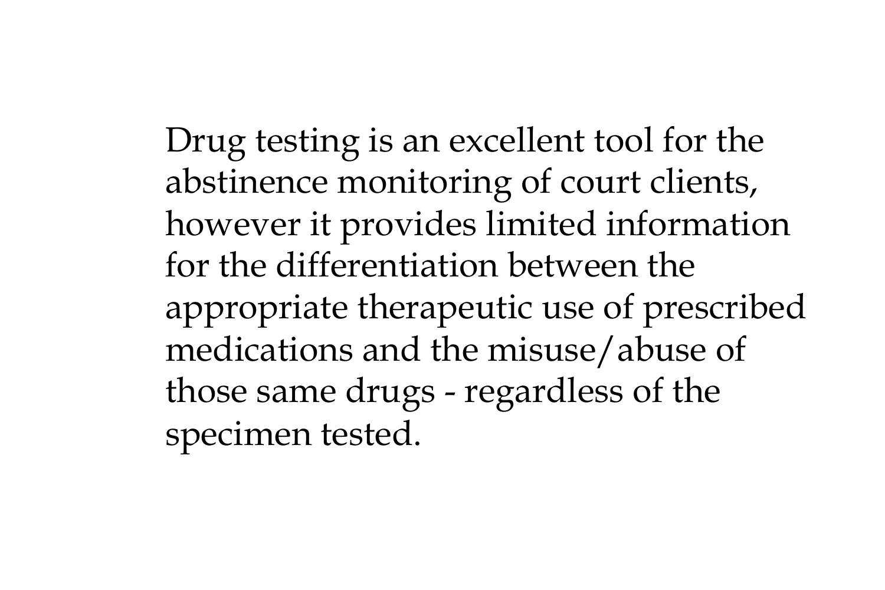Drug testing is an excellent tool for the abstinence monitoring of court clients, however it provides limited information for the differentiation between the appropriate therapeutic use of prescribed medications and the misuse/abuse of those same drugs - regardless of the specimen tested.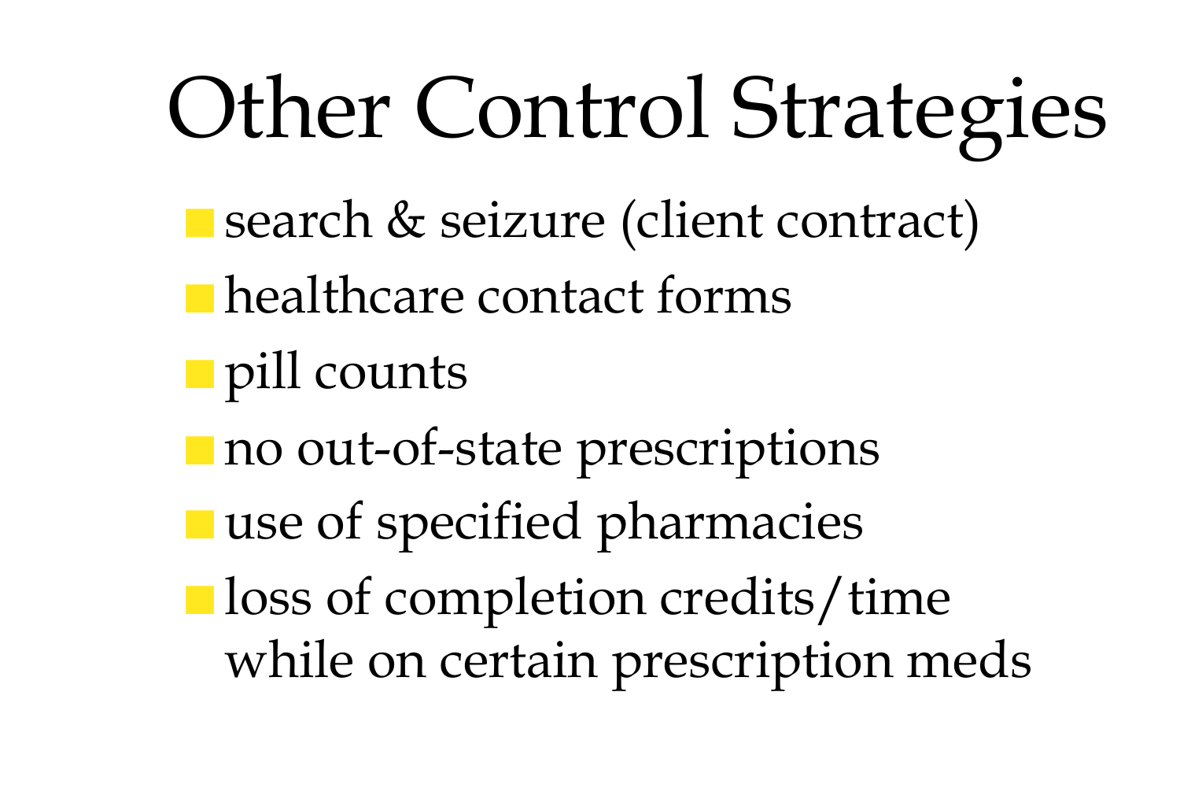# Other Control Strategies

- search & seizure (client contract)
- healthcare contact forms
- pill counts
- no out-of-state prescriptions
- use of specified pharmacies
- loss of completion credits/time while on certain prescription meds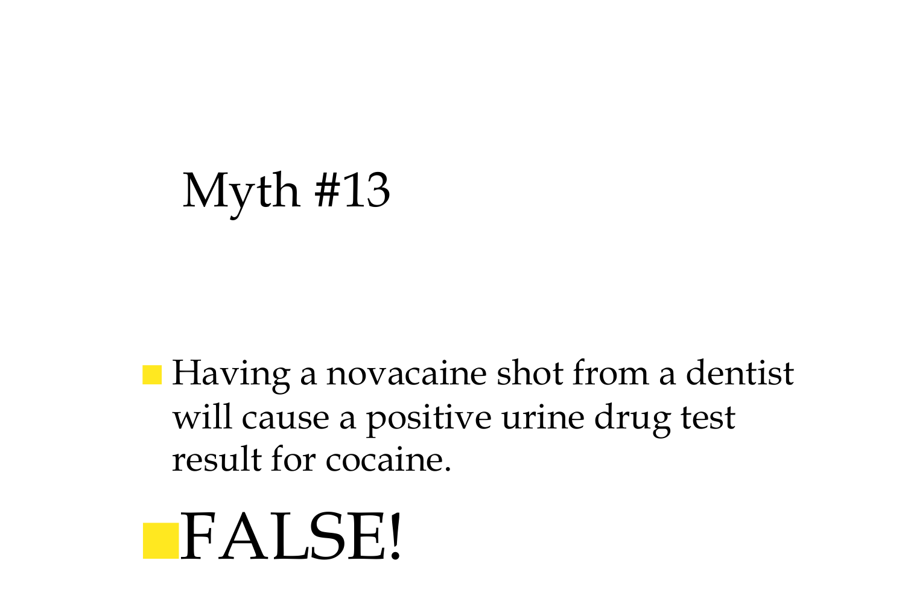# Myth #13

- Having a novacaine shot from a dentist will cause a positive urine drug test result for cocaine.
- FALSE!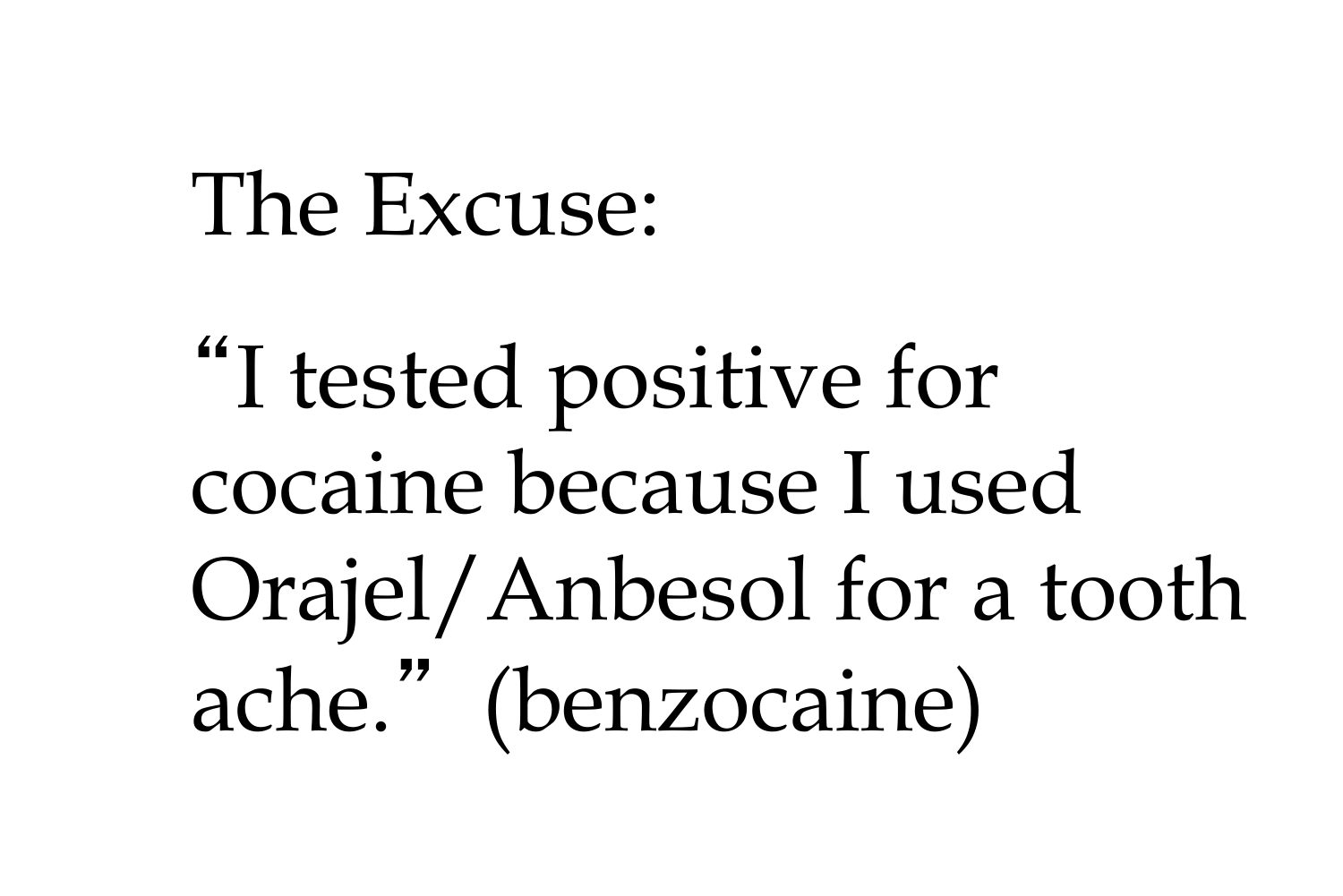The Excuse:

"I tested positive for cocaine because I used Orajel/Anbesol for a tooth ache." (benzocaine)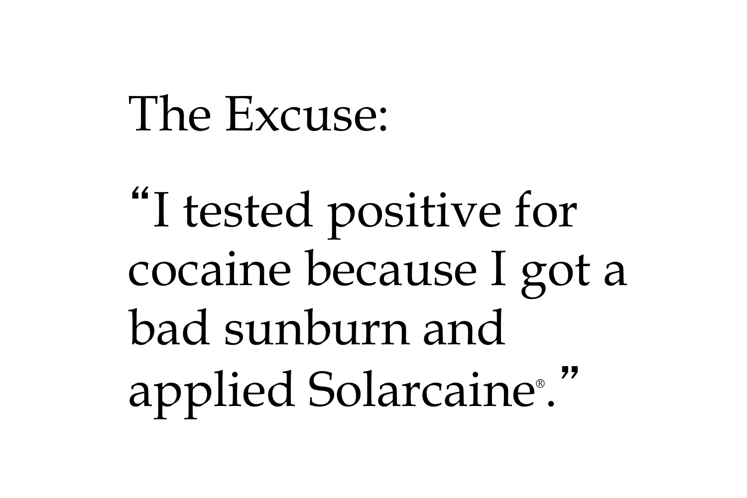# The Excuse:

"I tested positive for cocaine because I got a bad sunburn and applied Solarcaine®."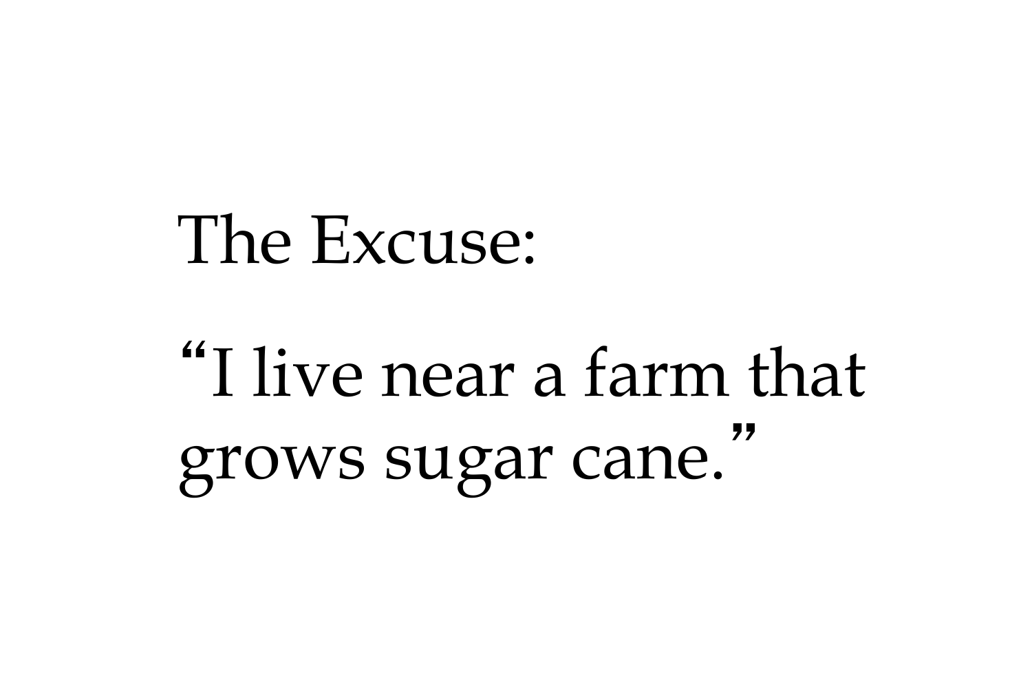The Excuse:

“I live near a farm that grows sugar cane.”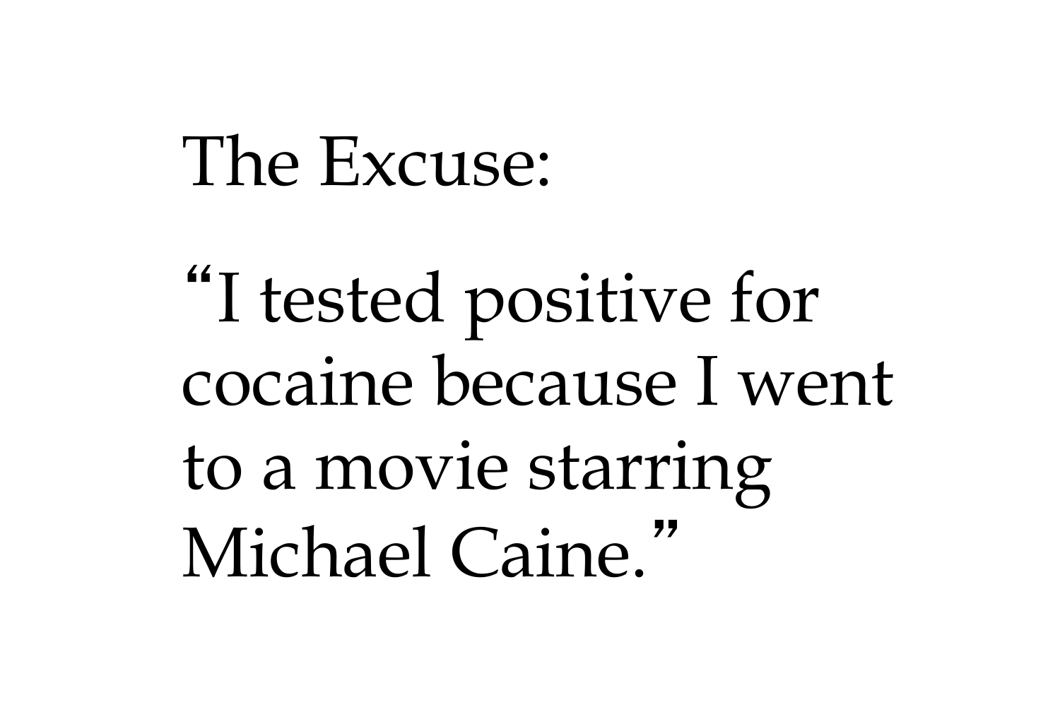The Excuse:

"I tested positive for cocaine because I went to a movie starring Michael Caine."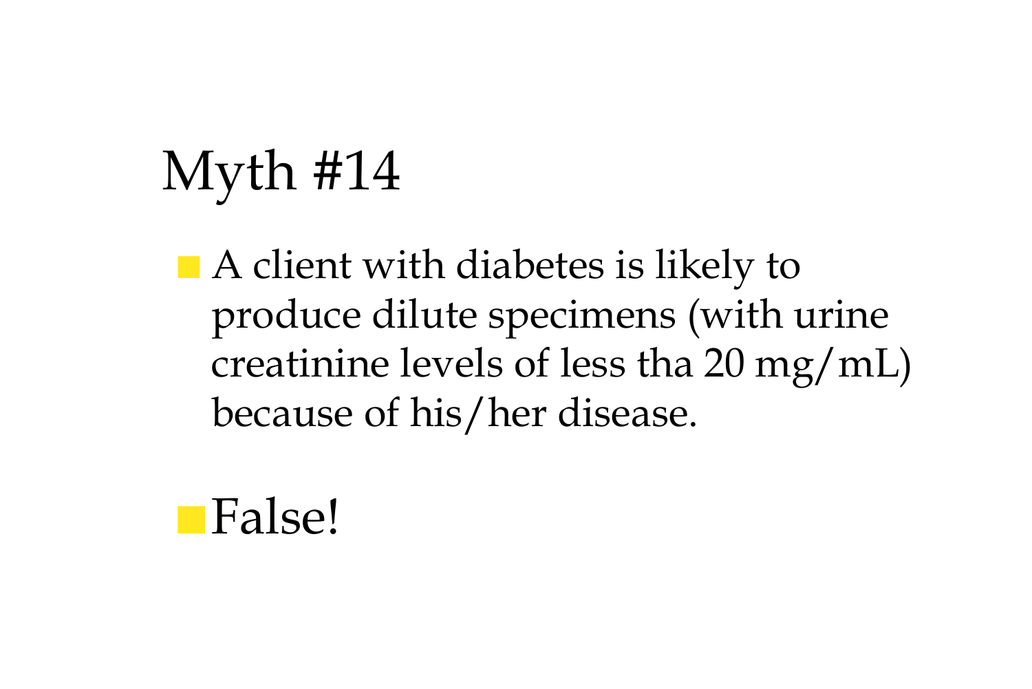# Myth #14

- A client with diabetes is likely to produce dilute specimens (with urine creatinine levels of less tha 20 mg/mL) because of his/her disease.

- False!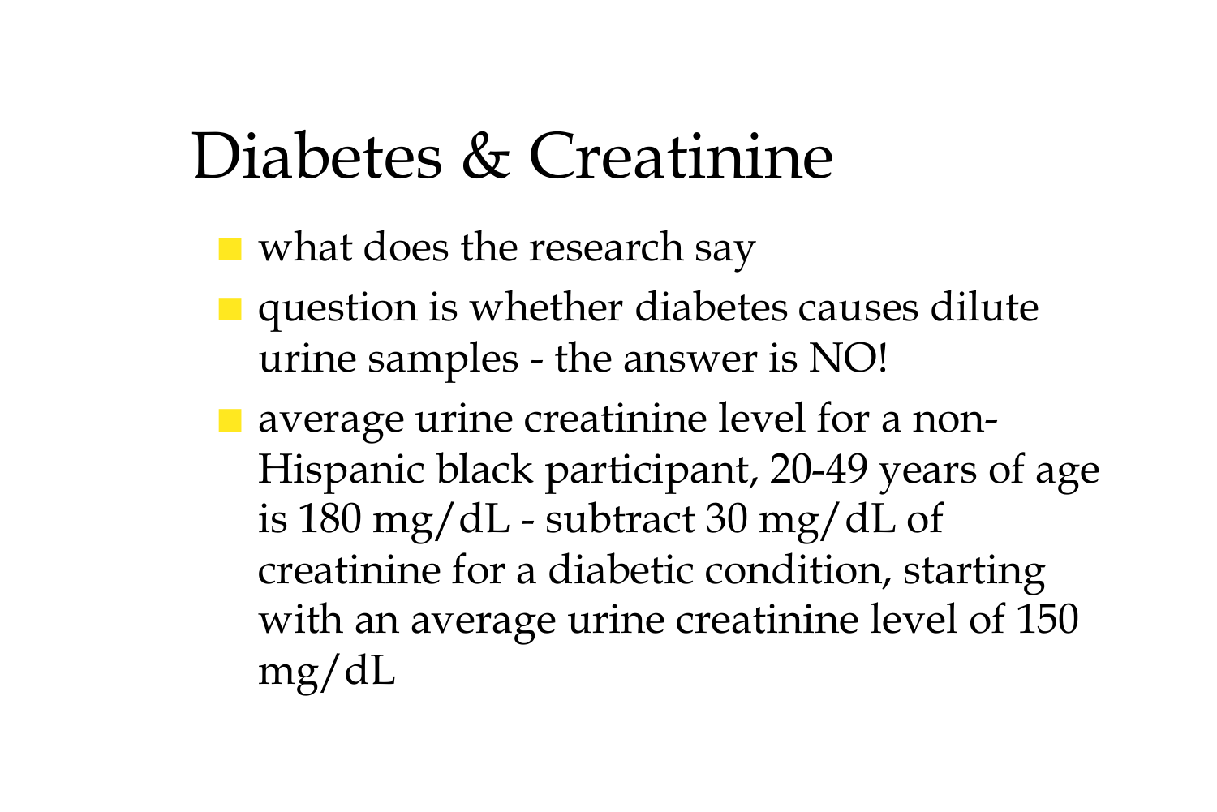# Diabetes & Creatinine

- what does the research say
- question is whether diabetes causes dilute urine samples - the answer is NO!
- average urine creatinine level for a non-Hispanic black participant, 20-49 years of age is 180 mg/dL - subtract 30 mg/dL of creatinine for a diabetic condition, starting with an average urine creatinine level of 150 mg/dL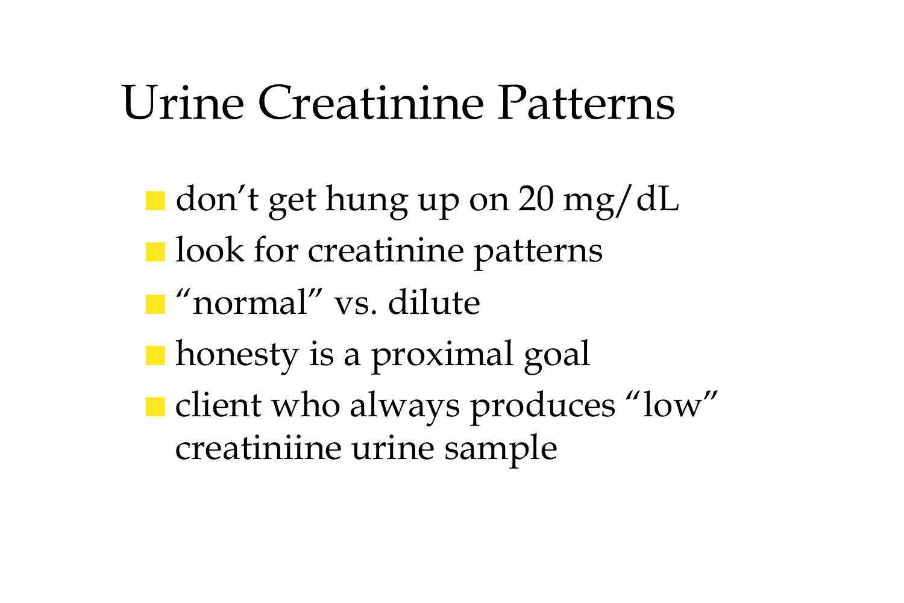# Urine Creatinine Patterns

- don’t get hung up on 20 mg/dL
- look for creatinine patterns
- “normal” vs. dilute
- honesty is a proximal goal
- client who always produces “low” creatiniine urine sample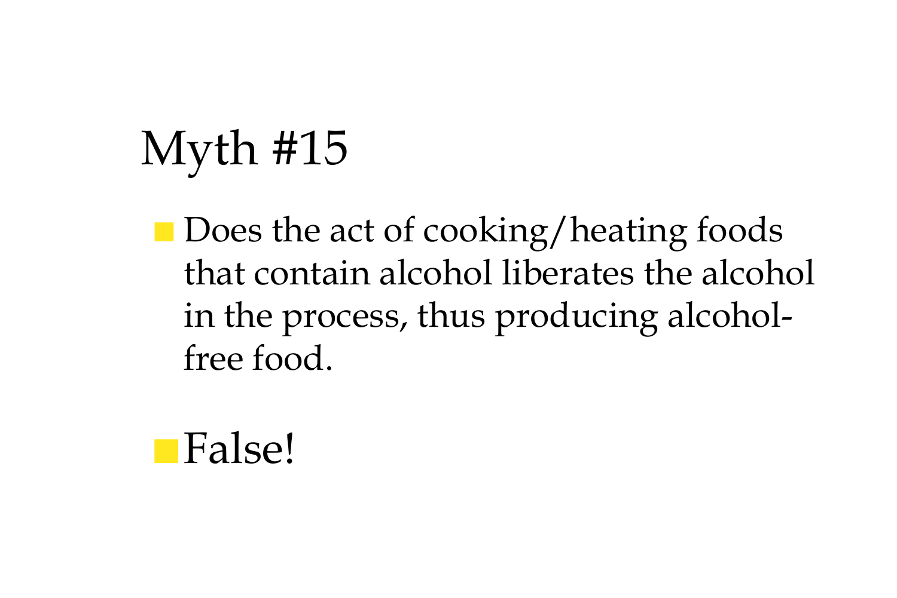# Myth #15

- Does the act of cooking/heating foods that contain alcohol liberates the alcohol in the process, thus producing alcohol-free food.

- False!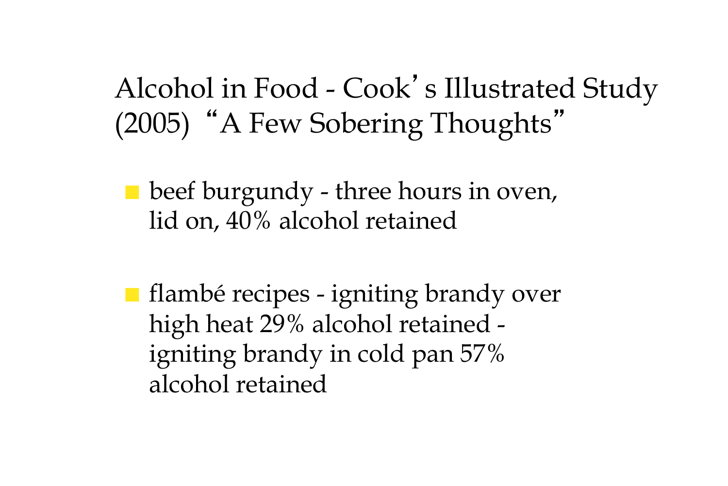# Alcohol in Food - Cook's Illustrated Study (2005) "A Few Sobering Thoughts"

- beef burgundy - three hours in oven, lid on, 40% alcohol retained

- flambé recipes - igniting brandy over high heat 29% alcohol retained - igniting brandy in cold pan 57% alcohol retained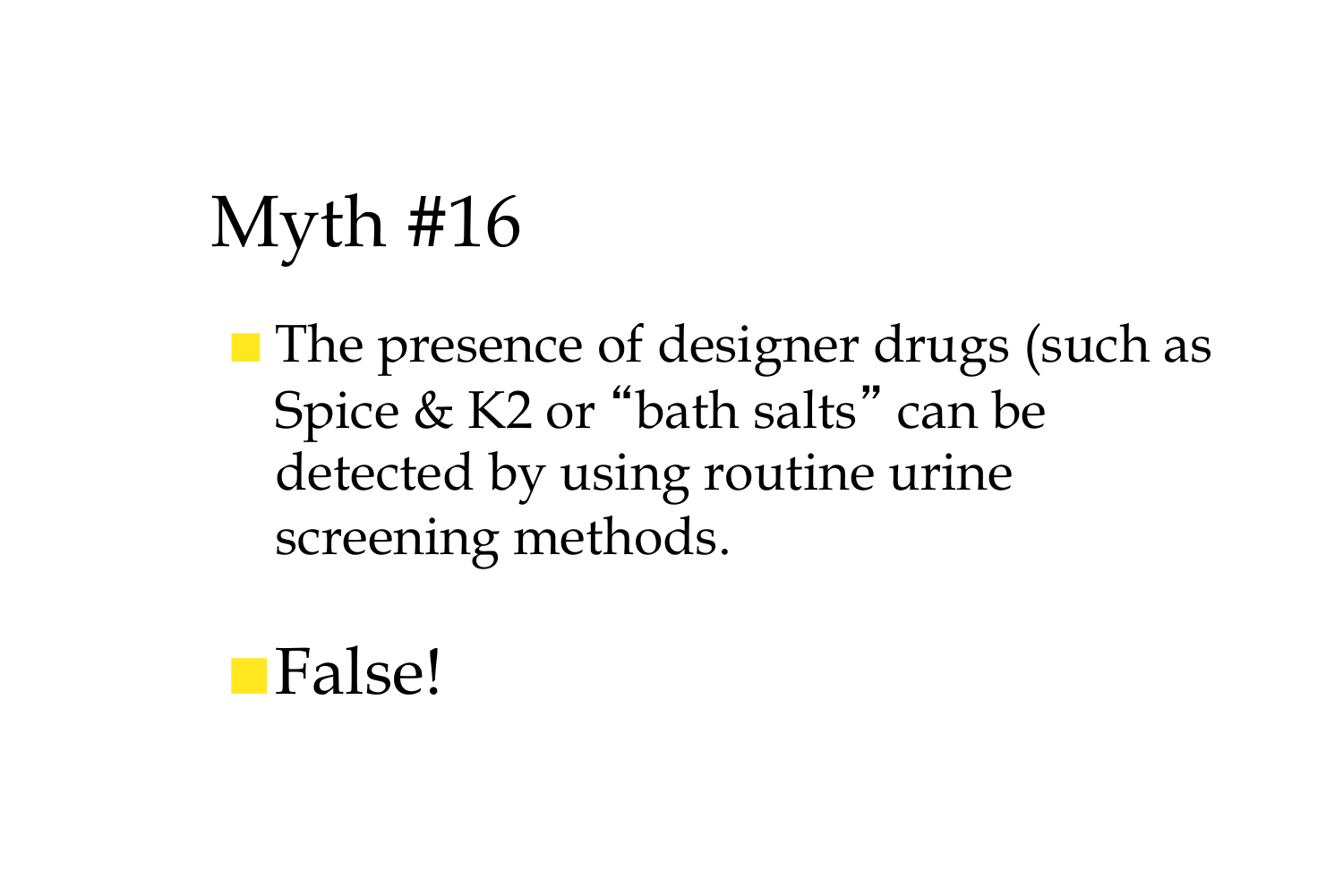# Myth #16

- The presence of designer drugs (such as Spice & K2 or "bath salts" can be detected by using routine urine screening methods.

- False!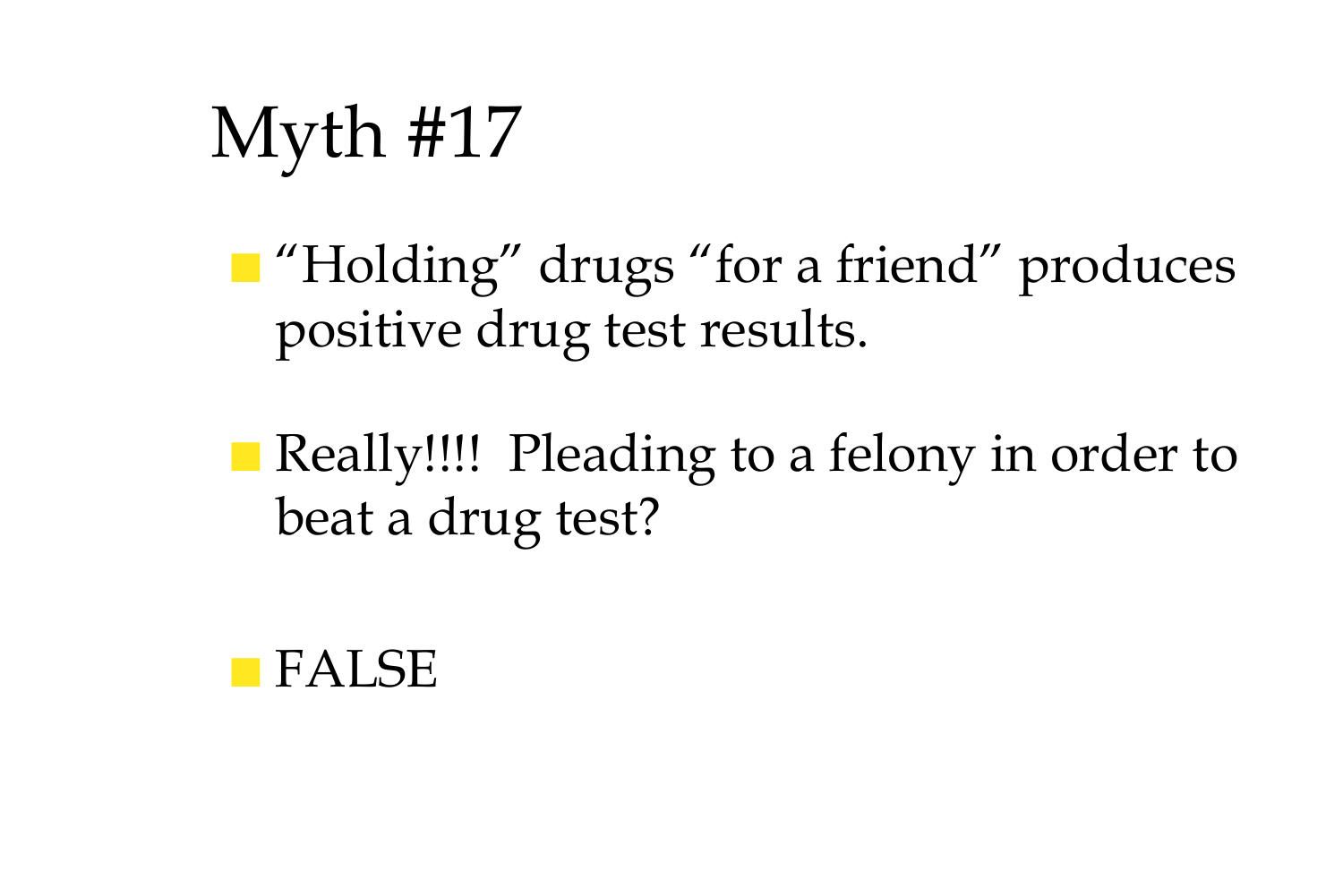# Myth #17

- “Holding” drugs “for a friend” produces positive drug test results.
- Really!!!! Pleading to a felony in order to beat a drug test?
- FALSE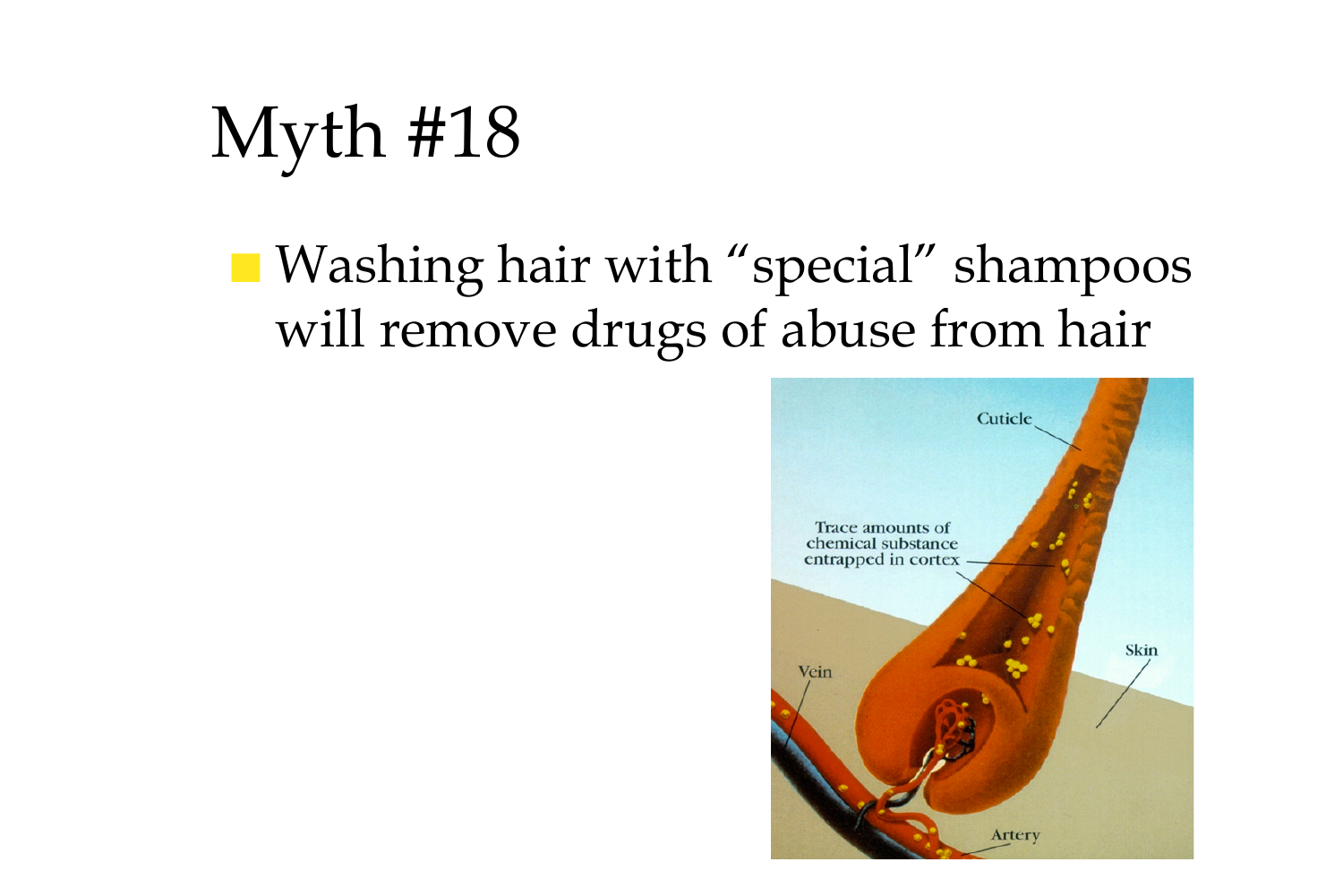# Myth #18

- Washing hair with "special" shampoos will remove drugs of abuse from hair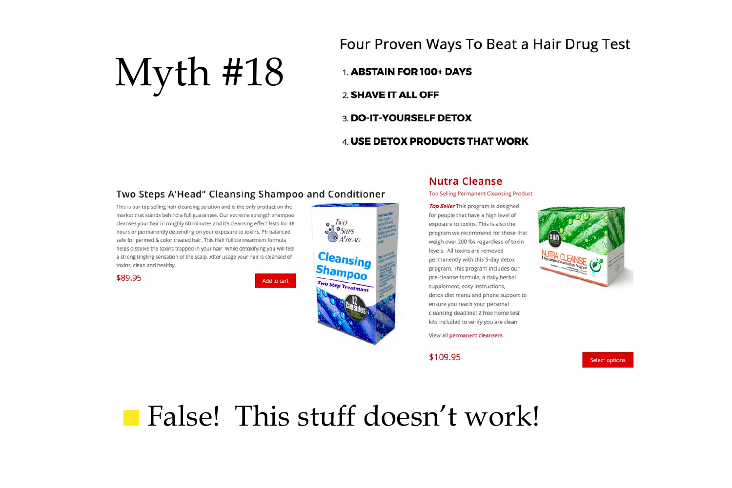# Myth #18

## Four Proven Ways To Beat a Hair Drug Test

1. **ABSTAIN FOR 100+ DAYS**
2. **SHAVE IT ALL OFF**
3. **DO-IT-YOURSELF DETOX**
4. **USE DETOX PRODUCTS THAT WORK**

### Two Steps A'Head" Cleansing Shampoo and Conditioner

This is our top selling hair cleansing solution and is the only product on the market that stands behind a full guarantee. Our extreme strength shampoo cleanses your hair in roughly 60 minutes and it's cleansing effect lasts for 48 hours or permanently depending on your exposure to toxins. Ph balanced safe for permed & color treated hair. This Hair follicle treatment formula helps dissolve the toxins trapped in your hair. While detoxifying you will feel a strong tingling sensation of the scalp. After usage your hair is cleansed of toxins, clean and healthy.

$89.95

Add to cart

### Nutra Cleanse

Top Selling Permanent Cleansing Product

*Top Seller* This program is designed for people that have a high level of exposure to toxins. This is also the program we recommend for those that weigh over 200 lbs regardless of toxin levels. All toxins are removed permanently with this 5-day detox program. This program includes our pre-cleanse formula, a daily herbal supplement, easy instructions, detox diet menu and phone support to ensure you reach your personal cleansing deadline! 2 free home test kits included to verify you are clean.

View all permanent cleansers.

$109.95

Select options

- False! This stuff doesn't work!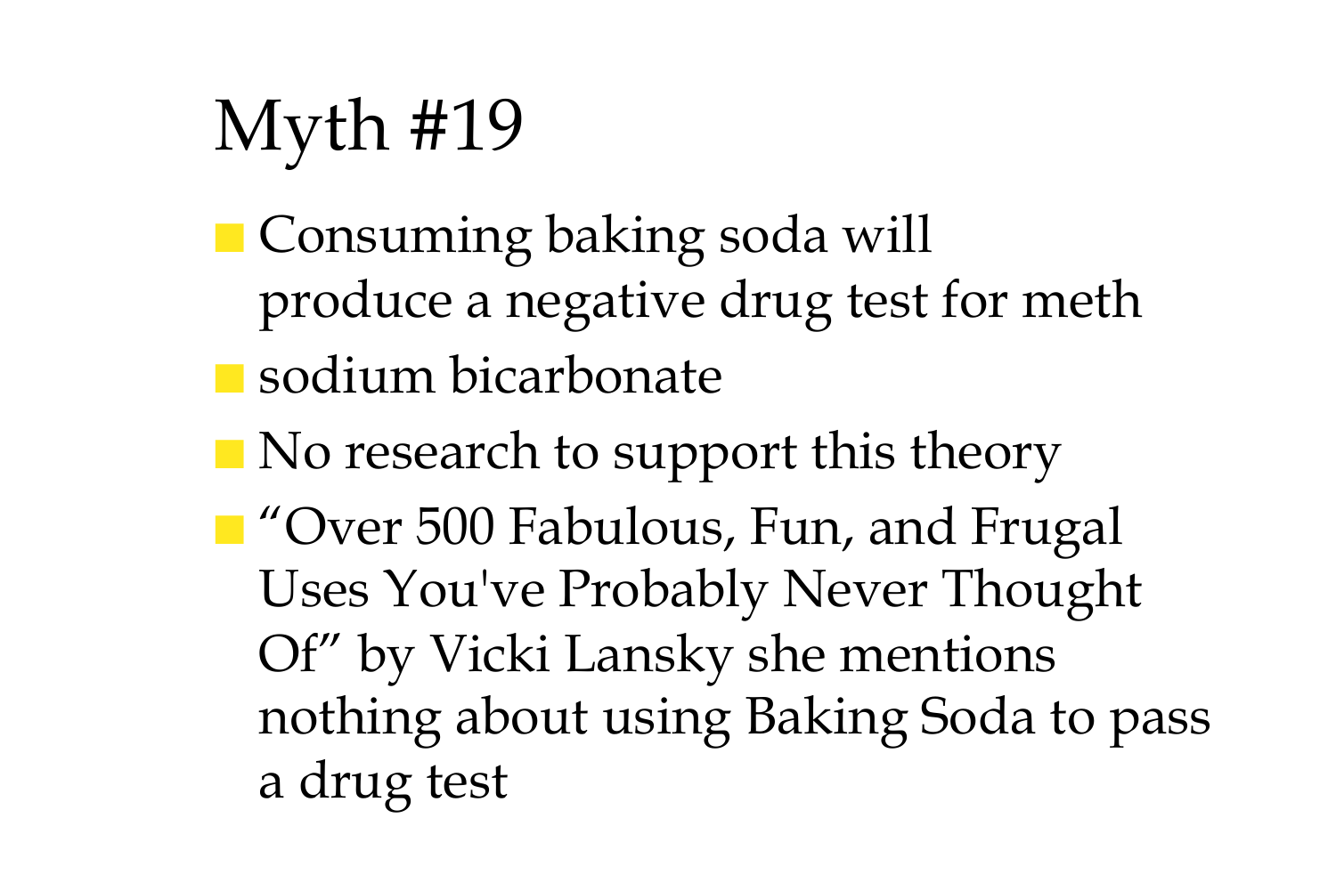# Myth #19

- Consuming baking soda will produce a negative drug test for meth
- sodium bicarbonate
- No research to support this theory
- “Over 500 Fabulous, Fun, and Frugal Uses You've Probably Never Thought Of” by Vicki Lansky she mentions nothing about using Baking Soda to pass a drug test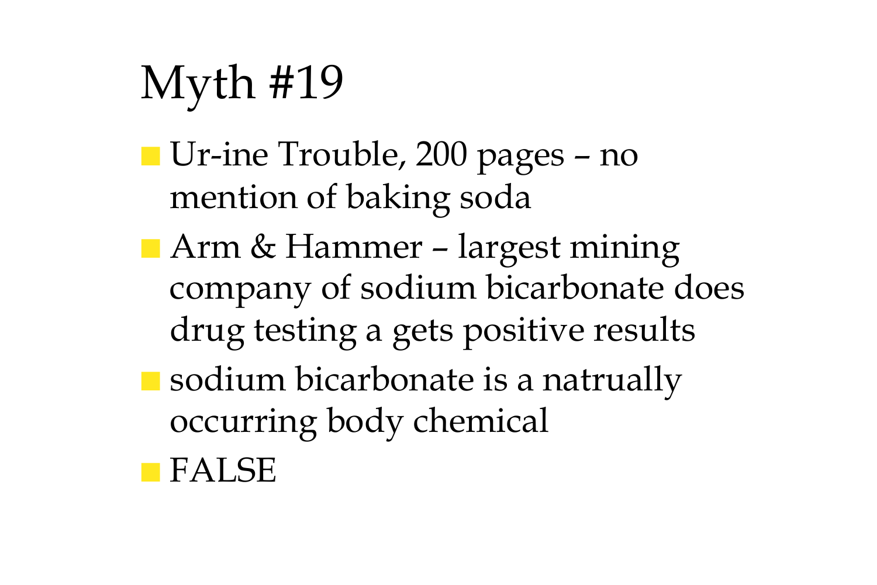# Myth #19

- Ur-ine Trouble, 200 pages – no mention of baking soda
- Arm & Hammer – largest mining company of sodium bicarbonate does drug testing a gets positive results
- sodium bicarbonate is a natrually occurring body chemical
- FALSE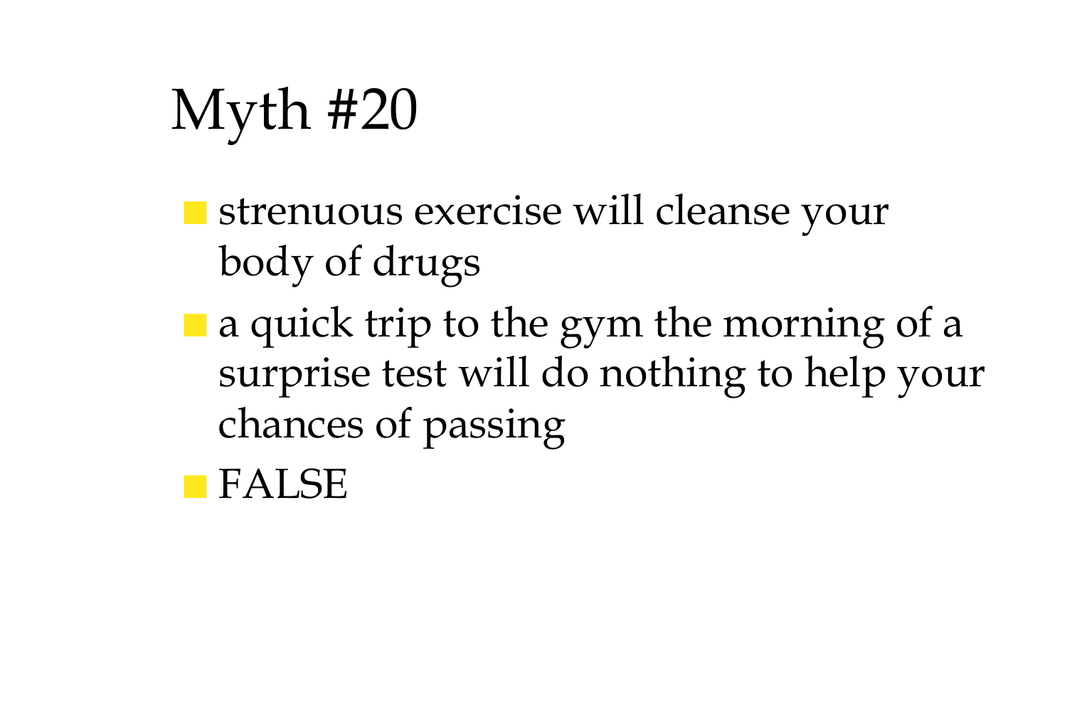# Myth #20

- strenuous exercise will cleanse your body of drugs
- a quick trip to the gym the morning of a surprise test will do nothing to help your chances of passing
- FALSE